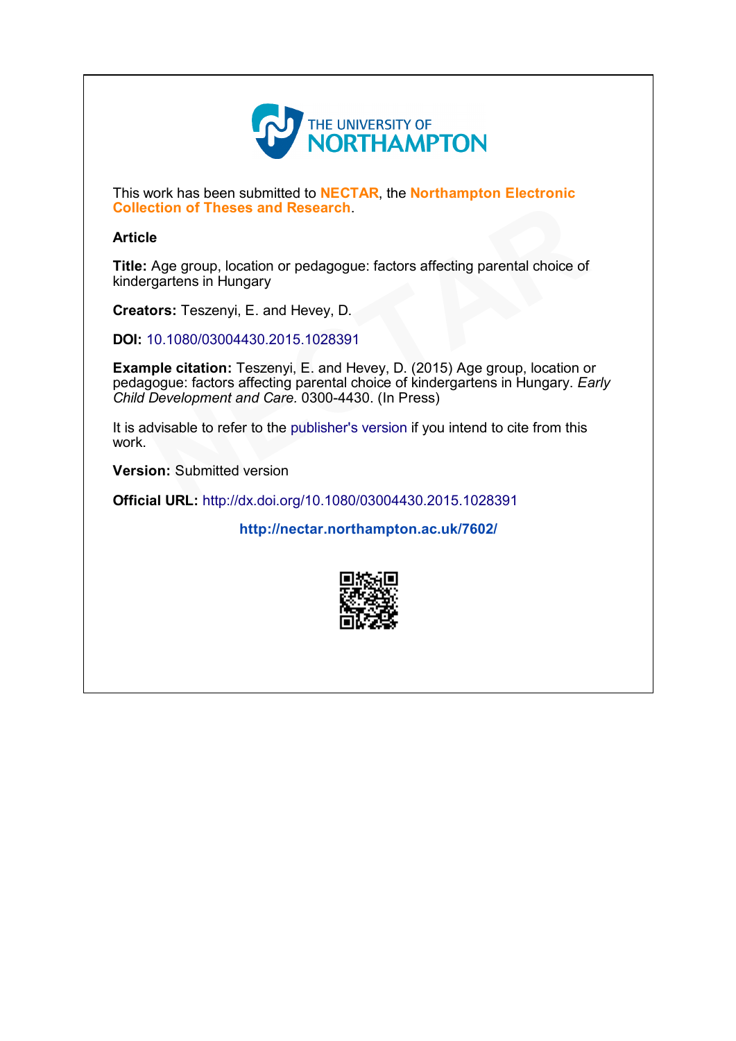THE UNIVERSITY OF NORTHAMPTON

This work has been submitted to **NECTAR**, the **Northampton Electronic Collection of Theses and Research**.

**Article**

**Title:** Age group, location or pedagogue: factors affecting parental choice of kindergartens in Hungary

**Creators:** Teszenyi, E. and Hevey, D.

**DOI:** 10.1080/03004430.2015.1028391

**Example citation:** Teszenyi, E. and Hevey, D. (2015) Age group, location or pedagogue: factors affecting parental choice of kindergartens in Hungary. *Early Child Development and Care.* 0300-4430. (In Press)

It is advisable to refer to the publisher's version if you intend to cite from this work.

**Version:** Submitted version

**Official URL:** http://dx.doi.org/10.1080/03004430.2015.1028391

**http://nectar.northampton.ac.uk/7602/**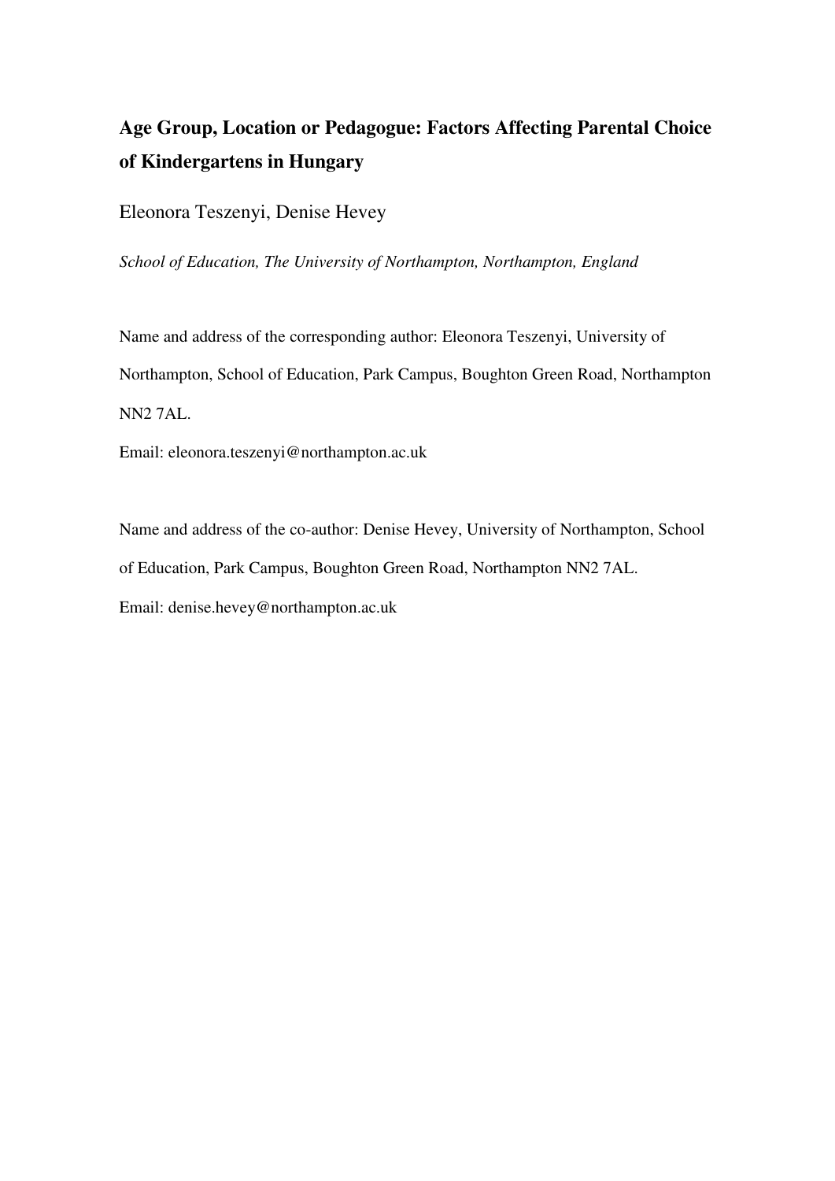# Age Group, Location or Pedagogue: Factors Affecting Parental Choice of Kindergartens in Hungary

Eleonora Teszenyi, Denise Hevey

*School of Education, The University of Northampton, Northampton, England*

Name and address of the corresponding author: Eleonora Teszenyi, University of Northampton, School of Education, Park Campus, Boughton Green Road, Northampton NN2 7AL.

Email: eleonora.teszenyi@northampton.ac.uk

Name and address of the co-author: Denise Hevey, University of Northampton, School of Education, Park Campus, Boughton Green Road, Northampton NN2 7AL.

Email: denise.hevey@northampton.ac.uk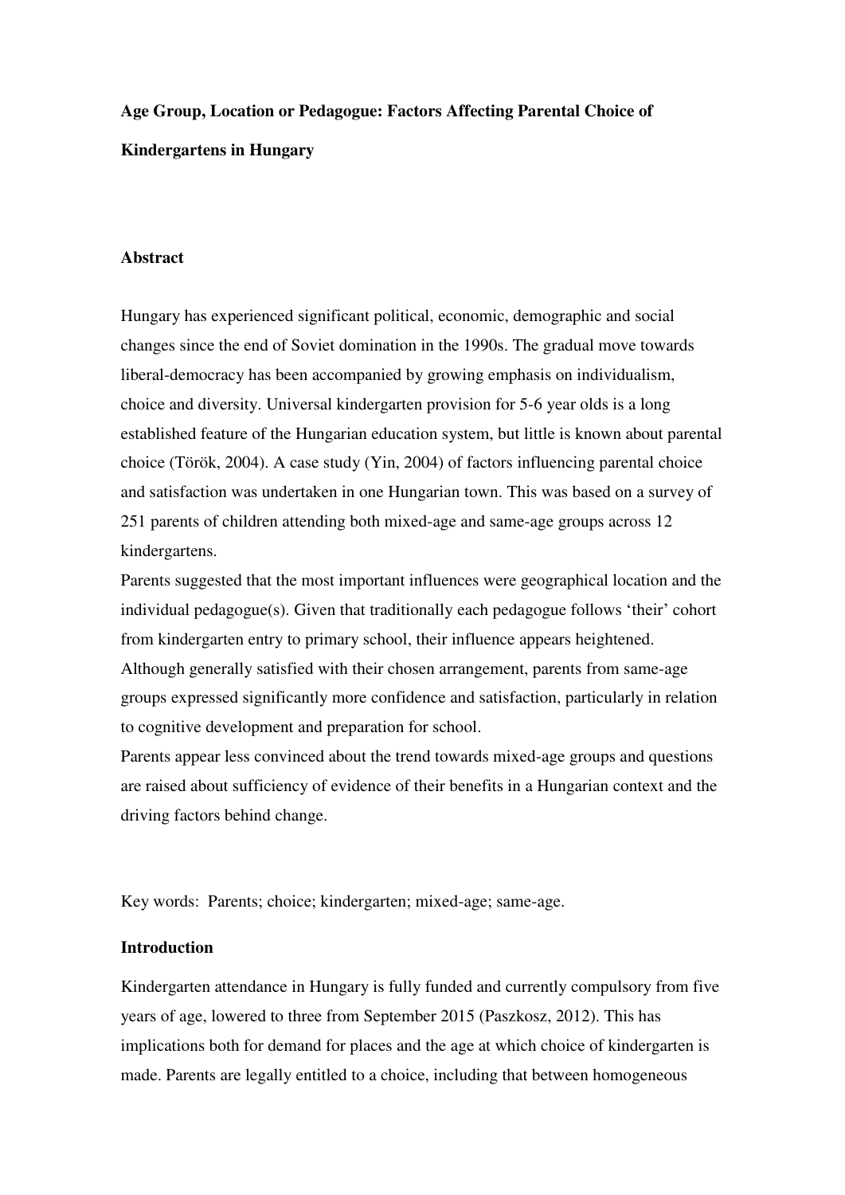# Age Group, Location or Pedagogue: Factors Affecting Parental Choice of Kindergartens in Hungary

## Abstract

Hungary has experienced significant political, economic, demographic and social changes since the end of Soviet domination in the 1990s. The gradual move towards liberal-democracy has been accompanied by growing emphasis on individualism, choice and diversity. Universal kindergarten provision for 5-6 year olds is a long established feature of the Hungarian education system, but little is known about parental choice (Török, 2004). A case study (Yin, 2004) of factors influencing parental choice and satisfaction was undertaken in one Hungarian town. This was based on a survey of 251 parents of children attending both mixed-age and same-age groups across 12 kindergartens.

Parents suggested that the most important influences were geographical location and the individual pedagogue(s). Given that traditionally each pedagogue follows 'their' cohort from kindergarten entry to primary school, their influence appears heightened. Although generally satisfied with their chosen arrangement, parents from same-age groups expressed significantly more confidence and satisfaction, particularly in relation to cognitive development and preparation for school.

Parents appear less convinced about the trend towards mixed-age groups and questions are raised about sufficiency of evidence of their benefits in a Hungarian context and the driving factors behind change.

Key words: Parents; choice; kindergarten; mixed-age; same-age.

## Introduction

Kindergarten attendance in Hungary is fully funded and currently compulsory from five years of age, lowered to three from September 2015 (Paszkosz, 2012). This has implications both for demand for places and the age at which choice of kindergarten is made. Parents are legally entitled to a choice, including that between homogeneous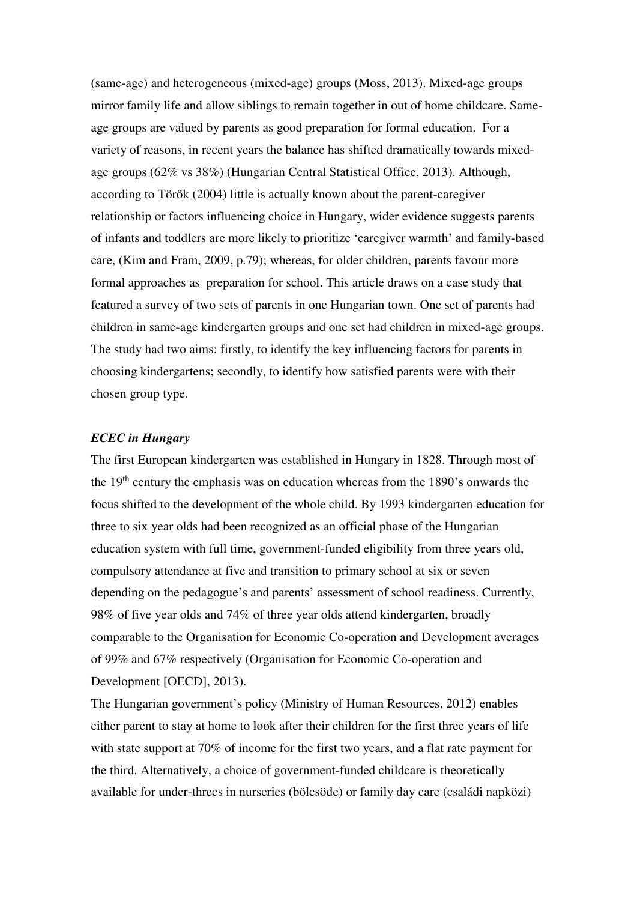(same-age) and heterogeneous (mixed-age) groups (Moss, 2013). Mixed-age groups mirror family life and allow siblings to remain together in out of home childcare. Same-age groups are valued by parents as good preparation for formal education. For a variety of reasons, in recent years the balance has shifted dramatically towards mixed-age groups (62% vs 38%) (Hungarian Central Statistical Office, 2013). Although, according to Török (2004) little is actually known about the parent-caregiver relationship or factors influencing choice in Hungary, wider evidence suggests parents of infants and toddlers are more likely to prioritize 'caregiver warmth' and family-based care, (Kim and Fram, 2009, p.79); whereas, for older children, parents favour more formal approaches as preparation for school. This article draws on a case study that featured a survey of two sets of parents in one Hungarian town. One set of parents had children in same-age kindergarten groups and one set had children in mixed-age groups. The study had two aims: firstly, to identify the key influencing factors for parents in choosing kindergartens; secondly, to identify how satisfied parents were with their chosen group type.

***ECEC in Hungary***

The first European kindergarten was established in Hungary in 1828. Through most of the 19th century the emphasis was on education whereas from the 1890's onwards the focus shifted to the development of the whole child. By 1993 kindergarten education for three to six year olds had been recognized as an official phase of the Hungarian education system with full time, government-funded eligibility from three years old, compulsory attendance at five and transition to primary school at six or seven depending on the pedagogue's and parents' assessment of school readiness. Currently, 98% of five year olds and 74% of three year olds attend kindergarten, broadly comparable to the Organisation for Economic Co-operation and Development averages of 99% and 67% respectively (Organisation for Economic Co-operation and Development [OECD], 2013).

The Hungarian government's policy (Ministry of Human Resources, 2012) enables either parent to stay at home to look after their children for the first three years of life with state support at 70% of income for the first two years, and a flat rate payment for the third. Alternatively, a choice of government-funded childcare is theoretically available for under-threes in nurseries (bölcsöde) or family day care (családi napközi)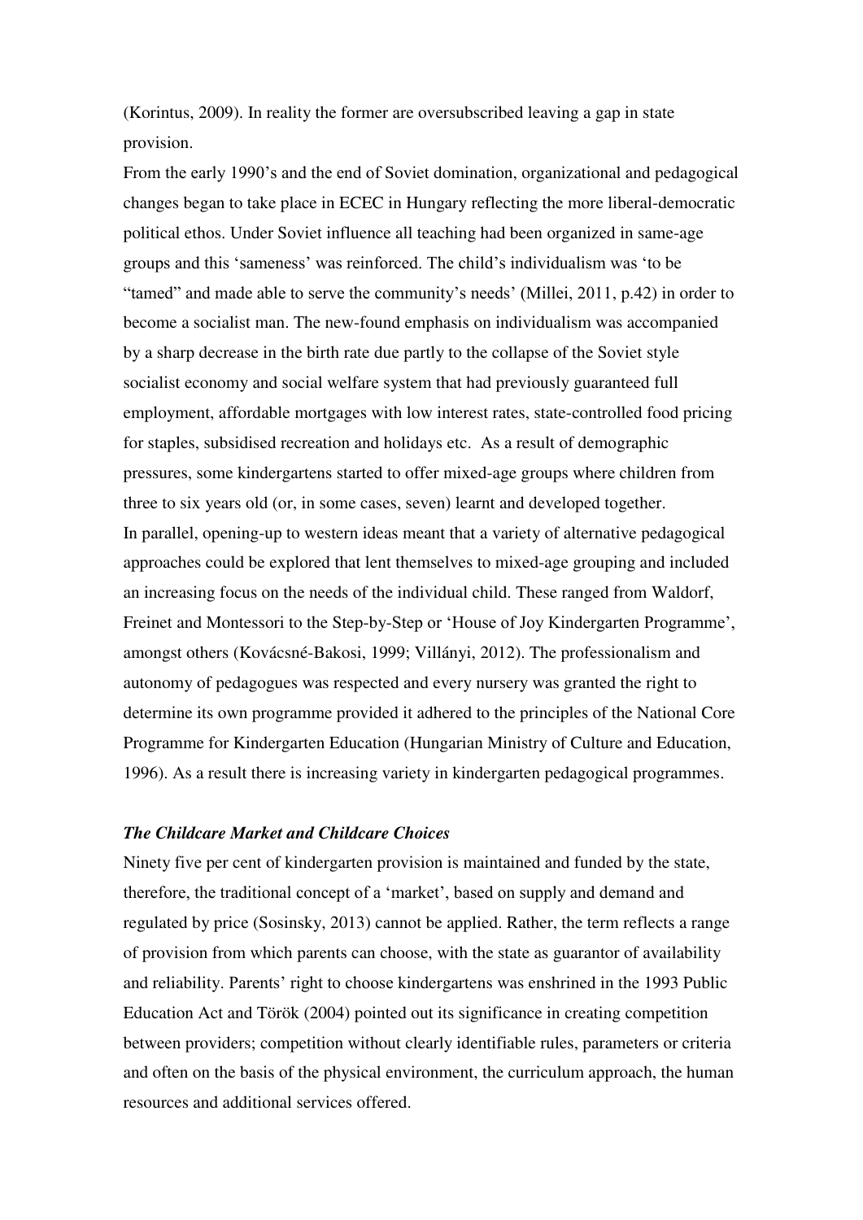(Korintus, 2009). In reality the former are oversubscribed leaving a gap in state provision.

From the early 1990's and the end of Soviet domination, organizational and pedagogical changes began to take place in ECEC in Hungary reflecting the more liberal-democratic political ethos. Under Soviet influence all teaching had been organized in same-age groups and this 'sameness' was reinforced. The child's individualism was 'to be "tamed" and made able to serve the community's needs' (Millei, 2011, p.42) in order to become a socialist man. The new-found emphasis on individualism was accompanied by a sharp decrease in the birth rate due partly to the collapse of the Soviet style socialist economy and social welfare system that had previously guaranteed full employment, affordable mortgages with low interest rates, state-controlled food pricing for staples, subsidised recreation and holidays etc. As a result of demographic pressures, some kindergartens started to offer mixed-age groups where children from three to six years old (or, in some cases, seven) learnt and developed together.

In parallel, opening-up to western ideas meant that a variety of alternative pedagogical approaches could be explored that lent themselves to mixed-age grouping and included an increasing focus on the needs of the individual child. These ranged from Waldorf, Freinet and Montessori to the Step-by-Step or 'House of Joy Kindergarten Programme', amongst others (Kovácsné-Bakosi, 1999; Villányi, 2012). The professionalism and autonomy of pedagogues was respected and every nursery was granted the right to determine its own programme provided it adhered to the principles of the National Core Programme for Kindergarten Education (Hungarian Ministry of Culture and Education, 1996). As a result there is increasing variety in kindergarten pedagogical programmes.

### *The Childcare Market and Childcare Choices*

Ninety five per cent of kindergarten provision is maintained and funded by the state, therefore, the traditional concept of a 'market', based on supply and demand and regulated by price (Sosinsky, 2013) cannot be applied. Rather, the term reflects a range of provision from which parents can choose, with the state as guarantor of availability and reliability. Parents' right to choose kindergartens was enshrined in the 1993 Public Education Act and Török (2004) pointed out its significance in creating competition between providers; competition without clearly identifiable rules, parameters or criteria and often on the basis of the physical environment, the curriculum approach, the human resources and additional services offered.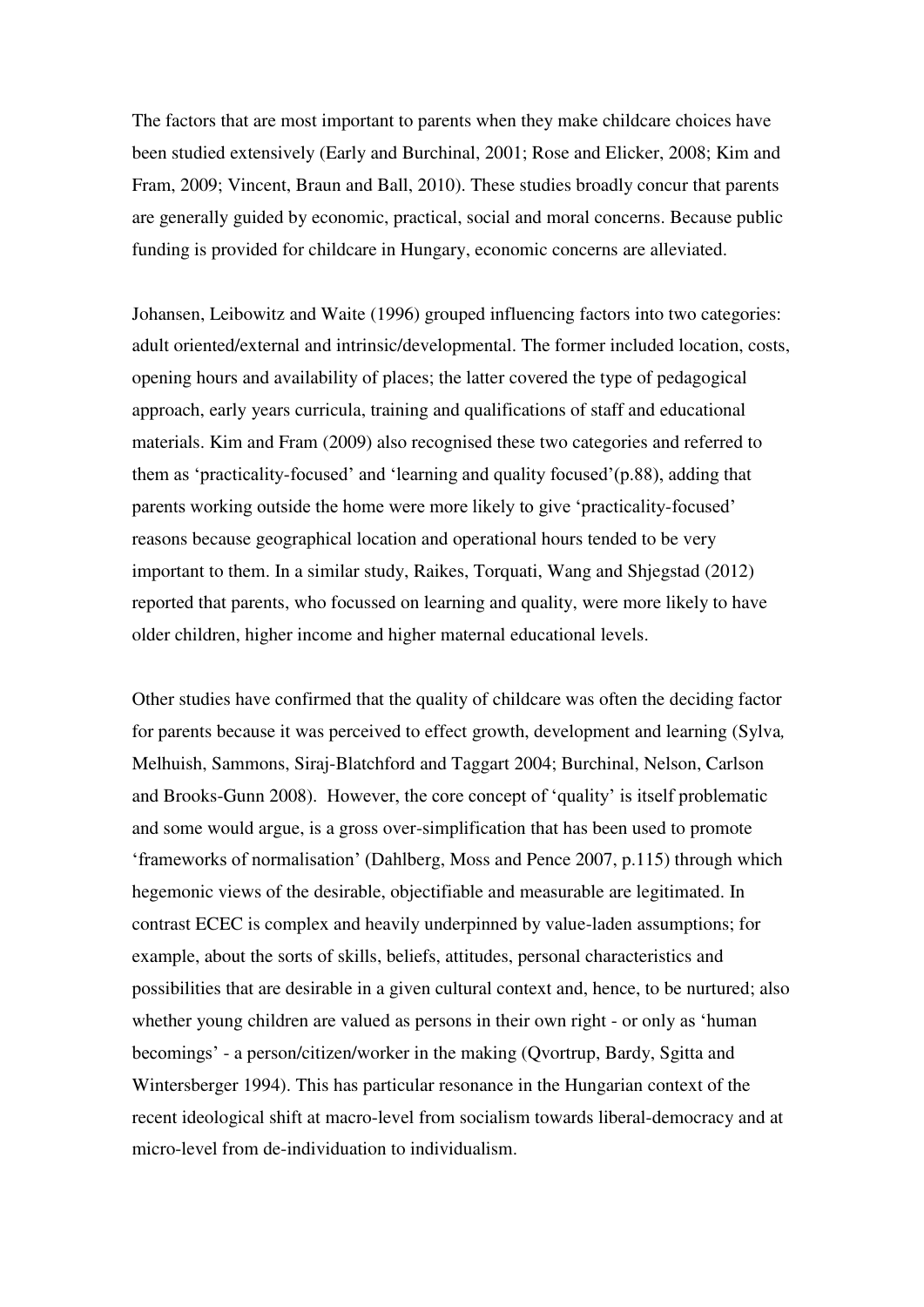The factors that are most important to parents when they make childcare choices have been studied extensively (Early and Burchinal, 2001; Rose and Elicker, 2008; Kim and Fram, 2009; Vincent, Braun and Ball, 2010). These studies broadly concur that parents are generally guided by economic, practical, social and moral concerns. Because public funding is provided for childcare in Hungary, economic concerns are alleviated.

Johansen, Leibowitz and Waite (1996) grouped influencing factors into two categories: adult oriented/external and intrinsic/developmental. The former included location, costs, opening hours and availability of places; the latter covered the type of pedagogical approach, early years curricula, training and qualifications of staff and educational materials. Kim and Fram (2009) also recognised these two categories and referred to them as 'practicality-focused' and 'learning and quality focused'(p.88), adding that parents working outside the home were more likely to give 'practicality-focused' reasons because geographical location and operational hours tended to be very important to them. In a similar study, Raikes, Torquati, Wang and Shjegstad (2012) reported that parents, who focussed on learning and quality, were more likely to have older children, higher income and higher maternal educational levels.

Other studies have confirmed that the quality of childcare was often the deciding factor for parents because it was perceived to effect growth, development and learning (Sylva, Melhuish, Sammons, Siraj-Blatchford and Taggart 2004; Burchinal, Nelson, Carlson and Brooks-Gunn 2008). However, the core concept of 'quality' is itself problematic and some would argue, is a gross over-simplification that has been used to promote 'frameworks of normalisation' (Dahlberg, Moss and Pence 2007, p.115) through which hegemonic views of the desirable, objectifiable and measurable are legitimated. In contrast ECEC is complex and heavily underpinned by value-laden assumptions; for example, about the sorts of skills, beliefs, attitudes, personal characteristics and possibilities that are desirable in a given cultural context and, hence, to be nurtured; also whether young children are valued as persons in their own right - or only as 'human becomings' - a person/citizen/worker in the making (Qvortrup, Bardy, Sgitta and Wintersberger 1994). This has particular resonance in the Hungarian context of the recent ideological shift at macro-level from socialism towards liberal-democracy and at micro-level from de-individuation to individualism.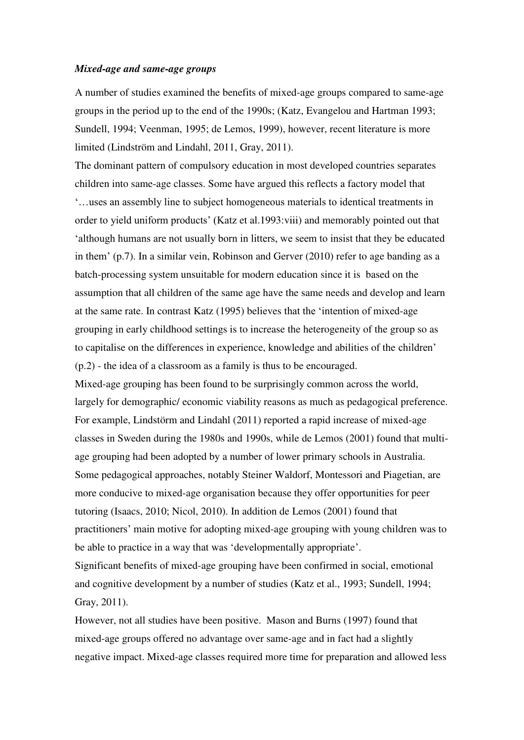***Mixed-age and same-age groups***

A number of studies examined the benefits of mixed-age groups compared to same-age groups in the period up to the end of the 1990s; (Katz, Evangelou and Hartman 1993; Sundell, 1994; Veenman, 1995; de Lemos, 1999), however, recent literature is more limited (Lindström and Lindahl, 2011, Gray, 2011).

The dominant pattern of compulsory education in most developed countries separates children into same-age classes. Some have argued this reflects a factory model that '…uses an assembly line to subject homogeneous materials to identical treatments in order to yield uniform products' (Katz et al.1993:viii) and memorably pointed out that 'although humans are not usually born in litters, we seem to insist that they be educated in them' (p.7). In a similar vein, Robinson and Gerver (2010) refer to age banding as a batch-processing system unsuitable for modern education since it is based on the assumption that all children of the same age have the same needs and develop and learn at the same rate. In contrast Katz (1995) believes that the 'intention of mixed-age grouping in early childhood settings is to increase the heterogeneity of the group so as to capitalise on the differences in experience, knowledge and abilities of the children' (p.2) - the idea of a classroom as a family is thus to be encouraged.

Mixed-age grouping has been found to be surprisingly common across the world, largely for demographic/ economic viability reasons as much as pedagogical preference. For example, Lindstörm and Lindahl (2011) reported a rapid increase of mixed-age classes in Sweden during the 1980s and 1990s, while de Lemos (2001) found that multi-age grouping had been adopted by a number of lower primary schools in Australia. Some pedagogical approaches, notably Steiner Waldorf, Montessori and Piagetian, are more conducive to mixed-age organisation because they offer opportunities for peer tutoring (Isaacs, 2010; Nicol, 2010). In addition de Lemos (2001) found that practitioners' main motive for adopting mixed-age grouping with young children was to be able to practice in a way that was 'developmentally appropriate'.

Significant benefits of mixed-age grouping have been confirmed in social, emotional and cognitive development by a number of studies (Katz et al., 1993; Sundell, 1994; Gray, 2011).

However, not all studies have been positive. Mason and Burns (1997) found that mixed-age groups offered no advantage over same-age and in fact had a slightly negative impact. Mixed-age classes required more time for preparation and allowed less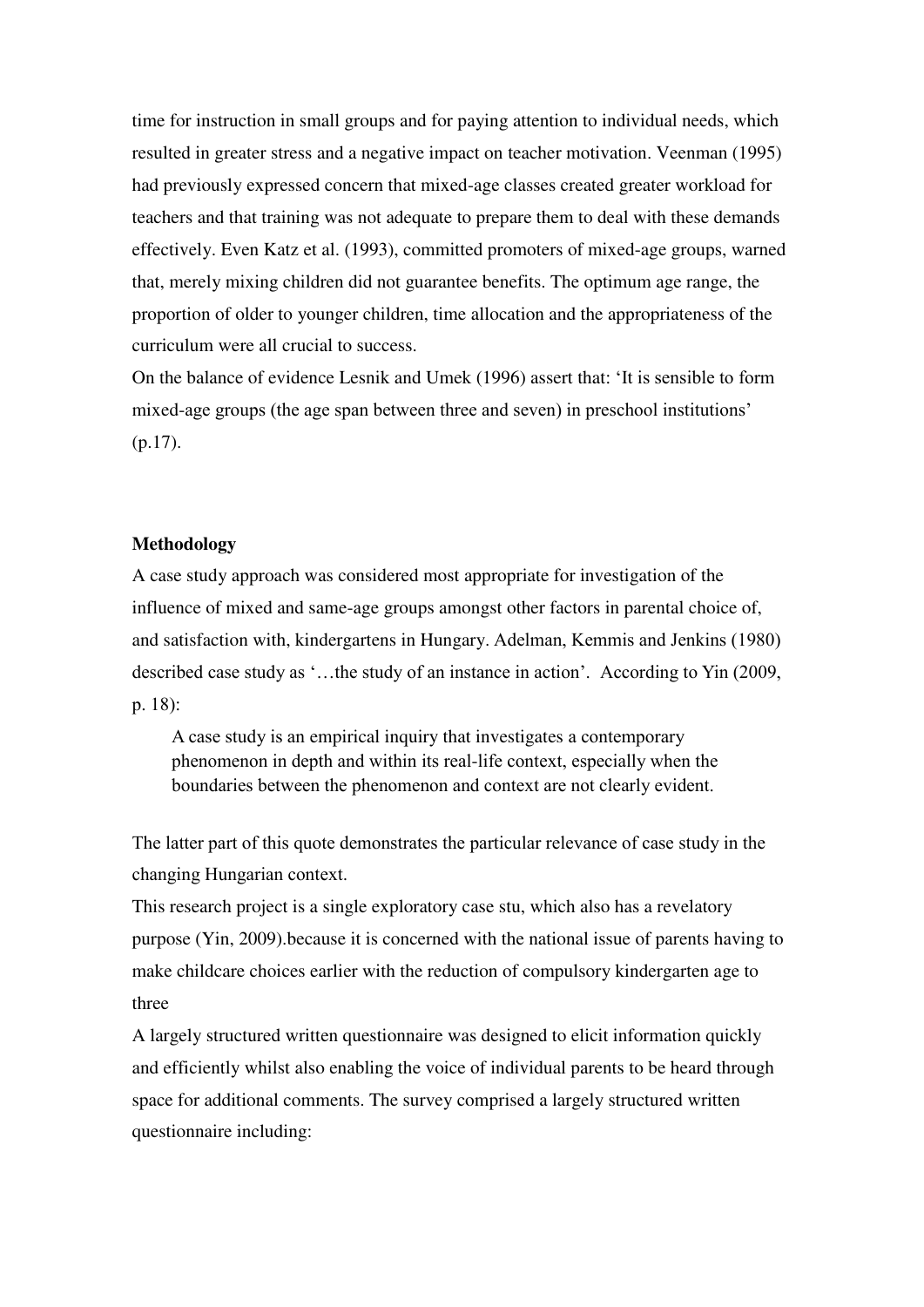time for instruction in small groups and for paying attention to individual needs, which resulted in greater stress and a negative impact on teacher motivation. Veenman (1995) had previously expressed concern that mixed-age classes created greater workload for teachers and that training was not adequate to prepare them to deal with these demands effectively. Even Katz et al. (1993), committed promoters of mixed-age groups, warned that, merely mixing children did not guarantee benefits. The optimum age range, the proportion of older to younger children, time allocation and the appropriateness of the curriculum were all crucial to success.

On the balance of evidence Lesnik and Umek (1996) assert that: 'It is sensible to form mixed-age groups (the age span between three and seven) in preschool institutions' (p.17).

**Methodology**

A case study approach was considered most appropriate for investigation of the influence of mixed and same-age groups amongst other factors in parental choice of, and satisfaction with, kindergartens in Hungary. Adelman, Kemmis and Jenkins (1980) described case study as '…the study of an instance in action'. According to Yin (2009, p. 18):

> A case study is an empirical inquiry that investigates a contemporary phenomenon in depth and within its real-life context, especially when the boundaries between the phenomenon and context are not clearly evident.

The latter part of this quote demonstrates the particular relevance of case study in the changing Hungarian context.

This research project is a single exploratory case stu, which also has a revelatory purpose (Yin, 2009).because it is concerned with the national issue of parents having to make childcare choices earlier with the reduction of compulsory kindergarten age to three

A largely structured written questionnaire was designed to elicit information quickly and efficiently whilst also enabling the voice of individual parents to be heard through space for additional comments. The survey comprised a largely structured written questionnaire including: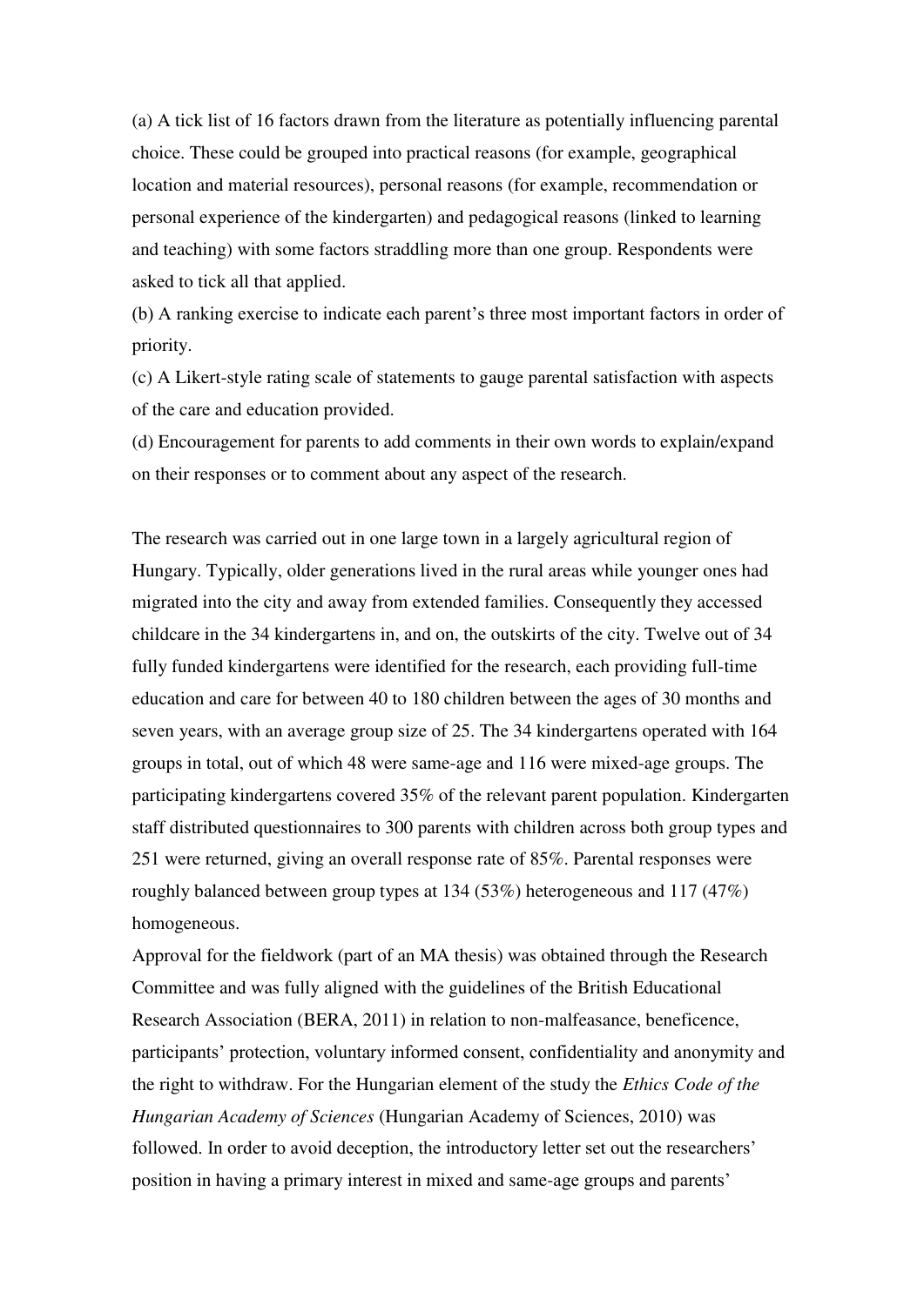(a) A tick list of 16 factors drawn from the literature as potentially influencing parental choice. These could be grouped into practical reasons (for example, geographical location and material resources), personal reasons (for example, recommendation or personal experience of the kindergarten) and pedagogical reasons (linked to learning and teaching) with some factors straddling more than one group. Respondents were asked to tick all that applied.

(b) A ranking exercise to indicate each parent's three most important factors in order of priority.

(c) A Likert-style rating scale of statements to gauge parental satisfaction with aspects of the care and education provided.

(d) Encouragement for parents to add comments in their own words to explain/expand on their responses or to comment about any aspect of the research.

The research was carried out in one large town in a largely agricultural region of Hungary. Typically, older generations lived in the rural areas while younger ones had migrated into the city and away from extended families. Consequently they accessed childcare in the 34 kindergartens in, and on, the outskirts of the city. Twelve out of 34 fully funded kindergartens were identified for the research, each providing full-time education and care for between 40 to 180 children between the ages of 30 months and seven years, with an average group size of 25. The 34 kindergartens operated with 164 groups in total, out of which 48 were same-age and 116 were mixed-age groups. The participating kindergartens covered 35% of the relevant parent population. Kindergarten staff distributed questionnaires to 300 parents with children across both group types and 251 were returned, giving an overall response rate of 85%. Parental responses were roughly balanced between group types at 134 (53%) heterogeneous and 117 (47%) homogeneous.

Approval for the fieldwork (part of an MA thesis) was obtained through the Research Committee and was fully aligned with the guidelines of the British Educational Research Association (BERA, 2011) in relation to non-malfeasance, beneficence, participants' protection, voluntary informed consent, confidentiality and anonymity and the right to withdraw. For the Hungarian element of the study the *Ethics Code of the Hungarian Academy of Sciences* (Hungarian Academy of Sciences, 2010) was followed. In order to avoid deception, the introductory letter set out the researchers' position in having a primary interest in mixed and same-age groups and parents'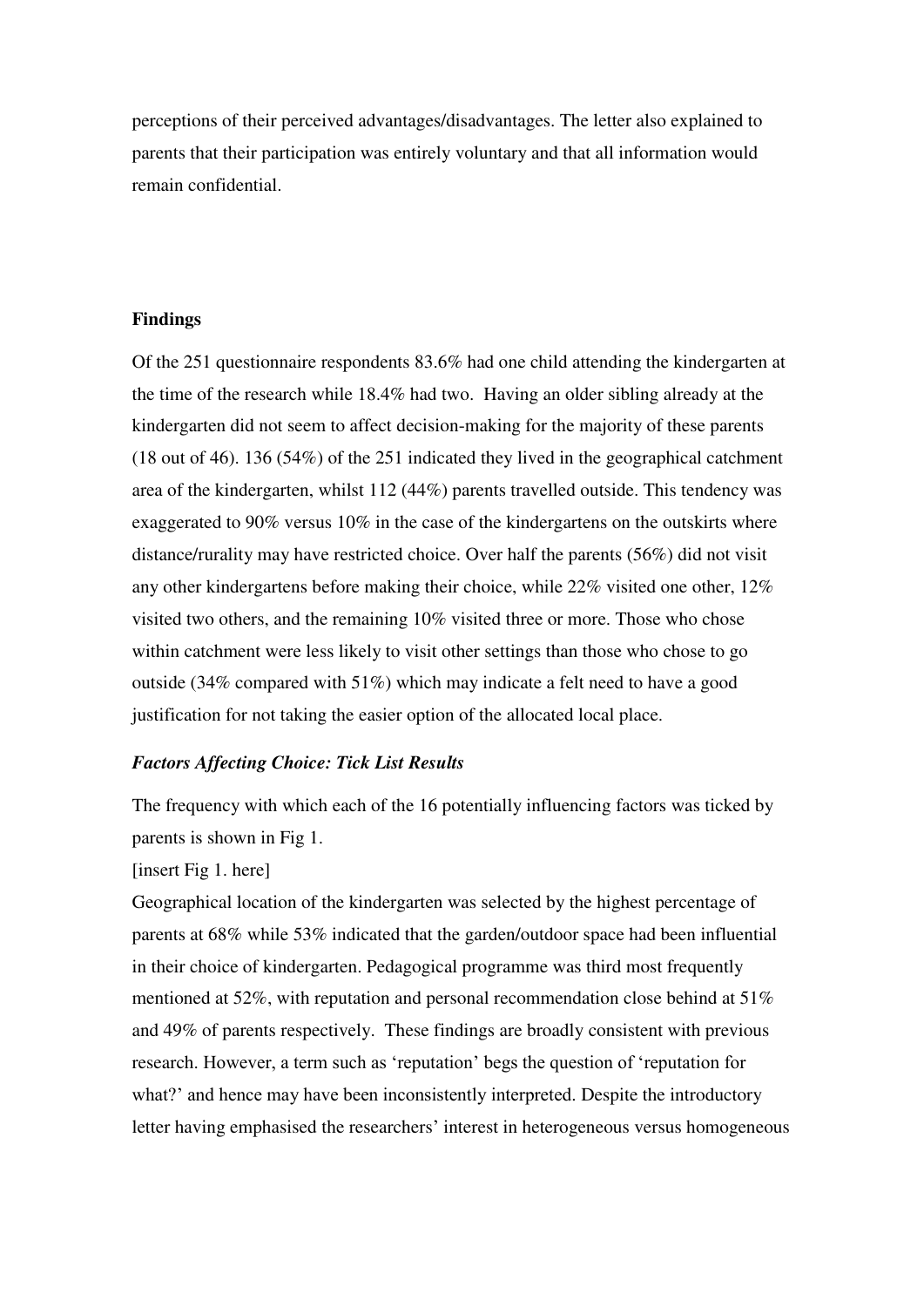perceptions of their perceived advantages/disadvantages. The letter also explained to parents that their participation was entirely voluntary and that all information would remain confidential.

**Findings**

Of the 251 questionnaire respondents 83.6% had one child attending the kindergarten at the time of the research while 18.4% had two. Having an older sibling already at the kindergarten did not seem to affect decision-making for the majority of these parents (18 out of 46). 136 (54%) of the 251 indicated they lived in the geographical catchment area of the kindergarten, whilst 112 (44%) parents travelled outside. This tendency was exaggerated to 90% versus 10% in the case of the kindergartens on the outskirts where distance/rurality may have restricted choice. Over half the parents (56%) did not visit any other kindergartens before making their choice, while 22% visited one other, 12% visited two others, and the remaining 10% visited three or more. Those who chose within catchment were less likely to visit other settings than those who chose to go outside (34% compared with 51%) which may indicate a felt need to have a good justification for not taking the easier option of the allocated local place.

***Factors Affecting Choice: Tick List Results***

The frequency with which each of the 16 potentially influencing factors was ticked by parents is shown in Fig 1.

[insert Fig 1. here]

Geographical location of the kindergarten was selected by the highest percentage of parents at 68% while 53% indicated that the garden/outdoor space had been influential in their choice of kindergarten. Pedagogical programme was third most frequently mentioned at 52%, with reputation and personal recommendation close behind at 51% and 49% of parents respectively. These findings are broadly consistent with previous research. However, a term such as 'reputation' begs the question of 'reputation for what?' and hence may have been inconsistently interpreted. Despite the introductory letter having emphasised the researchers' interest in heterogeneous versus homogeneous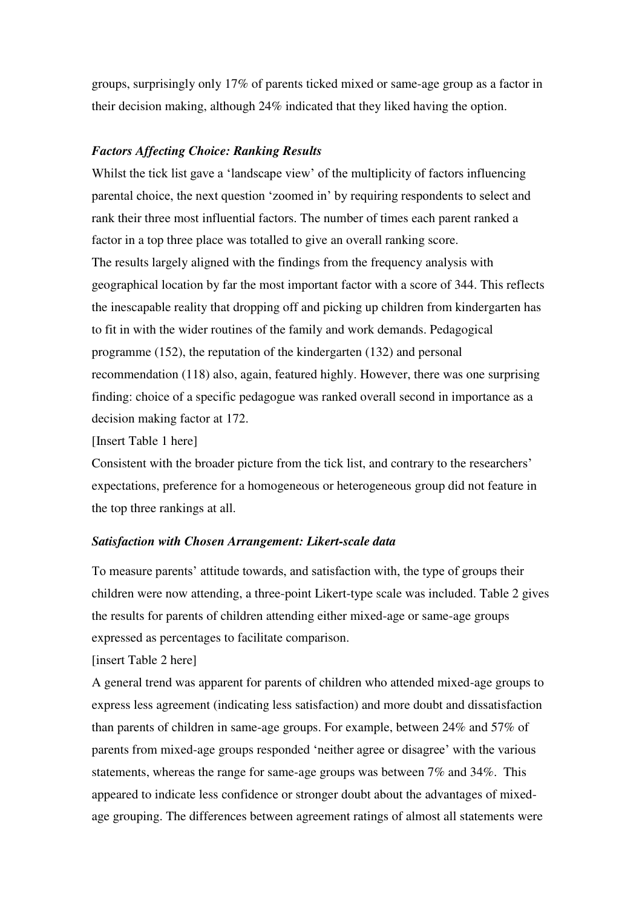groups, surprisingly only 17% of parents ticked mixed or same-age group as a factor in their decision making, although 24% indicated that they liked having the option.

### *Factors Affecting Choice: Ranking Results*

Whilst the tick list gave a 'landscape view' of the multiplicity of factors influencing parental choice, the next question 'zoomed in' by requiring respondents to select and rank their three most influential factors. The number of times each parent ranked a factor in a top three place was totalled to give an overall ranking score.

The results largely aligned with the findings from the frequency analysis with geographical location by far the most important factor with a score of 344. This reflects the inescapable reality that dropping off and picking up children from kindergarten has to fit in with the wider routines of the family and work demands. Pedagogical programme (152), the reputation of the kindergarten (132) and personal recommendation (118) also, again, featured highly. However, there was one surprising finding: choice of a specific pedagogue was ranked overall second in importance as a decision making factor at 172.

[Insert Table 1 here]

Consistent with the broader picture from the tick list, and contrary to the researchers' expectations, preference for a homogeneous or heterogeneous group did not feature in the top three rankings at all.

### *Satisfaction with Chosen Arrangement: Likert-scale data*

To measure parents' attitude towards, and satisfaction with, the type of groups their children were now attending, a three-point Likert-type scale was included. Table 2 gives the results for parents of children attending either mixed-age or same-age groups expressed as percentages to facilitate comparison.

[insert Table 2 here]

A general trend was apparent for parents of children who attended mixed-age groups to express less agreement (indicating less satisfaction) and more doubt and dissatisfaction than parents of children in same-age groups. For example, between 24% and 57% of parents from mixed-age groups responded 'neither agree or disagree' with the various statements, whereas the range for same-age groups was between 7% and 34%. This appeared to indicate less confidence or stronger doubt about the advantages of mixed-age grouping. The differences between agreement ratings of almost all statements were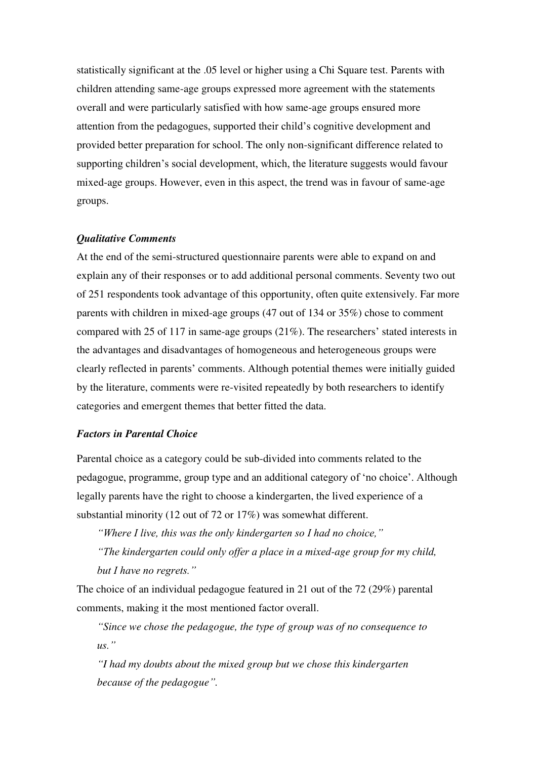statistically significant at the .05 level or higher using a Chi Square test. Parents with children attending same-age groups expressed more agreement with the statements overall and were particularly satisfied with how same-age groups ensured more attention from the pedagogues, supported their child's cognitive development and provided better preparation for school. The only non-significant difference related to supporting children's social development, which, the literature suggests would favour mixed-age groups. However, even in this aspect, the trend was in favour of same-age groups.

### *Qualitative Comments*

At the end of the semi-structured questionnaire parents were able to expand on and explain any of their responses or to add additional personal comments. Seventy two out of 251 respondents took advantage of this opportunity, often quite extensively. Far more parents with children in mixed-age groups (47 out of 134 or 35%) chose to comment compared with 25 of 117 in same-age groups (21%). The researchers' stated interests in the advantages and disadvantages of homogeneous and heterogeneous groups were clearly reflected in parents' comments. Although potential themes were initially guided by the literature, comments were re-visited repeatedly by both researchers to identify categories and emergent themes that better fitted the data.

### *Factors in Parental Choice*

Parental choice as a category could be sub-divided into comments related to the pedagogue, programme, group type and an additional category of 'no choice'. Although legally parents have the right to choose a kindergarten, the lived experience of a substantial minority (12 out of 72 or 17%) was somewhat different.

> *"Where I live, this was the only kindergarten so I had no choice,"*
>
> *"The kindergarten could only offer a place in a mixed-age group for my child, but I have no regrets."*

The choice of an individual pedagogue featured in 21 out of the 72 (29%) parental comments, making it the most mentioned factor overall.

> *"Since we chose the pedagogue, the type of group was of no consequence to us."*
>
> *"I had my doubts about the mixed group but we chose this kindergarten because of the pedagogue".*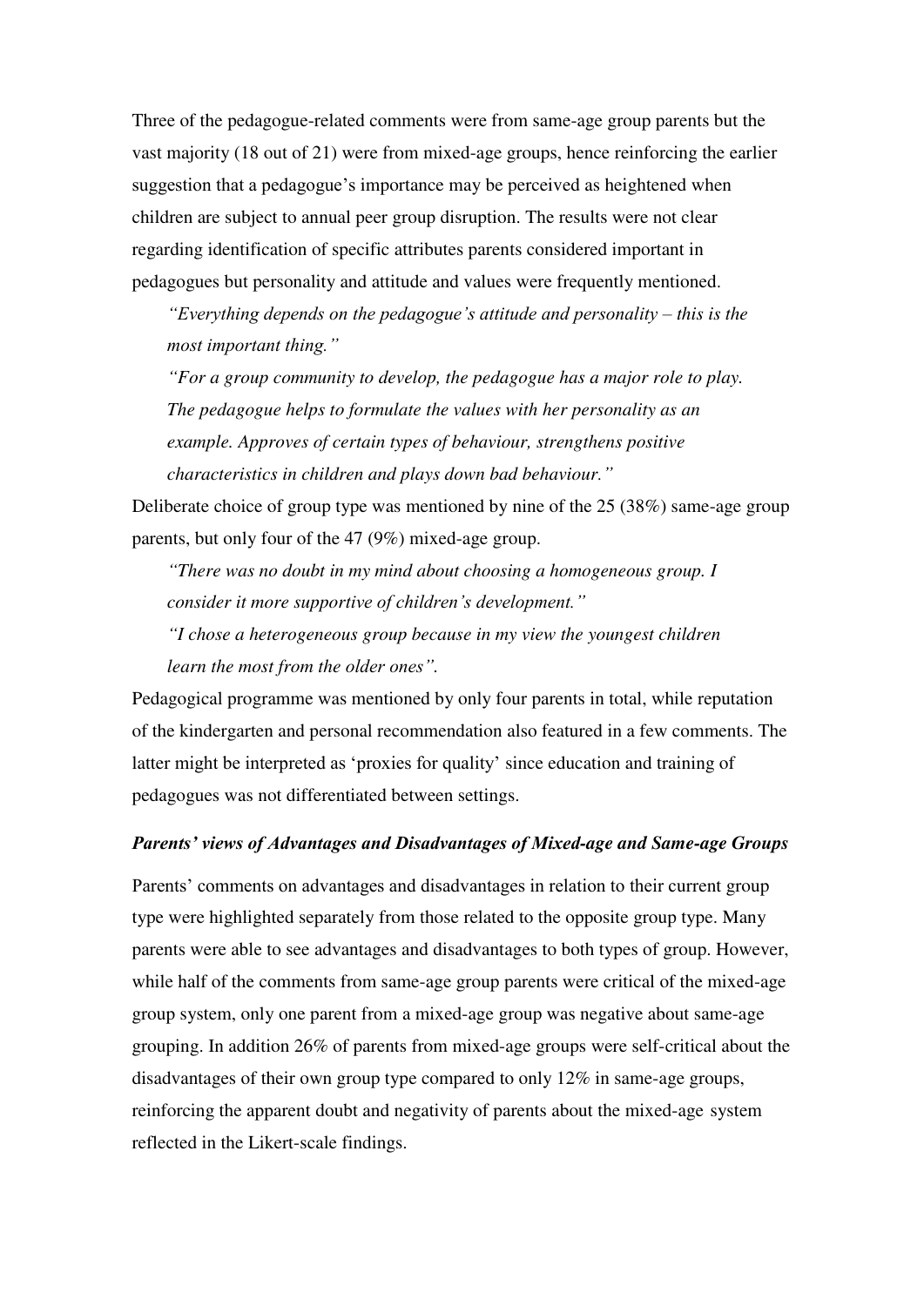Three of the pedagogue-related comments were from same-age group parents but the vast majority (18 out of 21) were from mixed-age groups, hence reinforcing the earlier suggestion that a pedagogue's importance may be perceived as heightened when children are subject to annual peer group disruption. The results were not clear regarding identification of specific attributes parents considered important in pedagogues but personality and attitude and values were frequently mentioned.

> *"Everything depends on the pedagogue's attitude and personality – this is the most important thing."*
>
> *"For a group community to develop, the pedagogue has a major role to play. The pedagogue helps to formulate the values with her personality as an example. Approves of certain types of behaviour, strengthens positive characteristics in children and plays down bad behaviour."*

Deliberate choice of group type was mentioned by nine of the 25 (38%) same-age group parents, but only four of the 47 (9%) mixed-age group.

> *"There was no doubt in my mind about choosing a homogeneous group. I consider it more supportive of children's development."*
>
> *"I chose a heterogeneous group because in my view the youngest children learn the most from the older ones".*

Pedagogical programme was mentioned by only four parents in total, while reputation of the kindergarten and personal recommendation also featured in a few comments. The latter might be interpreted as 'proxies for quality' since education and training of pedagogues was not differentiated between settings.

### *Parents' views of Advantages and Disadvantages of Mixed-age and Same-age Groups*

Parents' comments on advantages and disadvantages in relation to their current group type were highlighted separately from those related to the opposite group type. Many parents were able to see advantages and disadvantages to both types of group. However, while half of the comments from same-age group parents were critical of the mixed-age group system, only one parent from a mixed-age group was negative about same-age grouping. In addition 26% of parents from mixed-age groups were self-critical about the disadvantages of their own group type compared to only 12% in same-age groups, reinforcing the apparent doubt and negativity of parents about the mixed-age system reflected in the Likert-scale findings.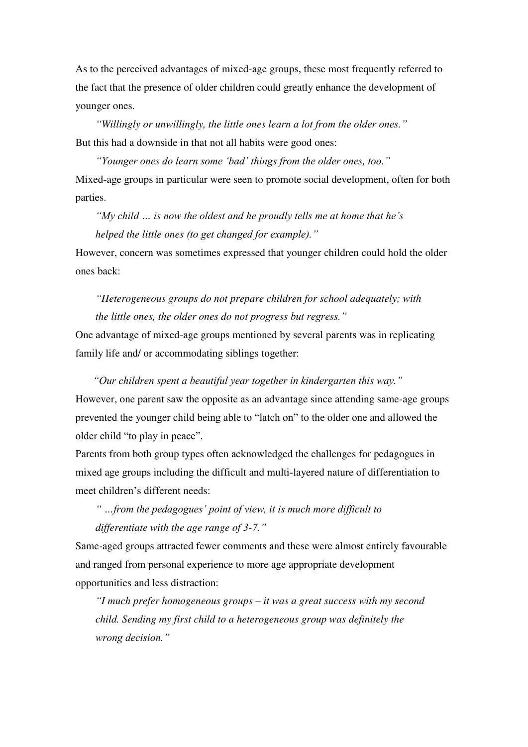As to the perceived advantages of mixed-age groups, these most frequently referred to the fact that the presence of older children could greatly enhance the development of younger ones.

> *"Willingly or unwillingly, the little ones learn a lot from the older ones."*

But this had a downside in that not all habits were good ones:

> *"Younger ones do learn some 'bad' things from the older ones, too."*

Mixed-age groups in particular were seen to promote social development, often for both parties.

> *"My child … is now the oldest and he proudly tells me at home that he's helped the little ones (to get changed for example)."*

However, concern was sometimes expressed that younger children could hold the older ones back:

> *"Heterogeneous groups do not prepare children for school adequately; with the little ones, the older ones do not progress but regress."*

One advantage of mixed-age groups mentioned by several parents was in replicating family life and/ or accommodating siblings together:

> *"Our children spent a beautiful year together in kindergarten this way."*

However, one parent saw the opposite as an advantage since attending same-age groups prevented the younger child being able to "latch on" to the older one and allowed the older child "to play in peace".

Parents from both group types often acknowledged the challenges for pedagogues in mixed age groups including the difficult and multi-layered nature of differentiation to meet children's different needs:

> *" …from the pedagogues' point of view, it is much more difficult to differentiate with the age range of 3-7."*

Same-aged groups attracted fewer comments and these were almost entirely favourable and ranged from personal experience to more age appropriate development opportunities and less distraction:

> *"I much prefer homogeneous groups – it was a great success with my second child. Sending my first child to a heterogeneous group was definitely the wrong decision."*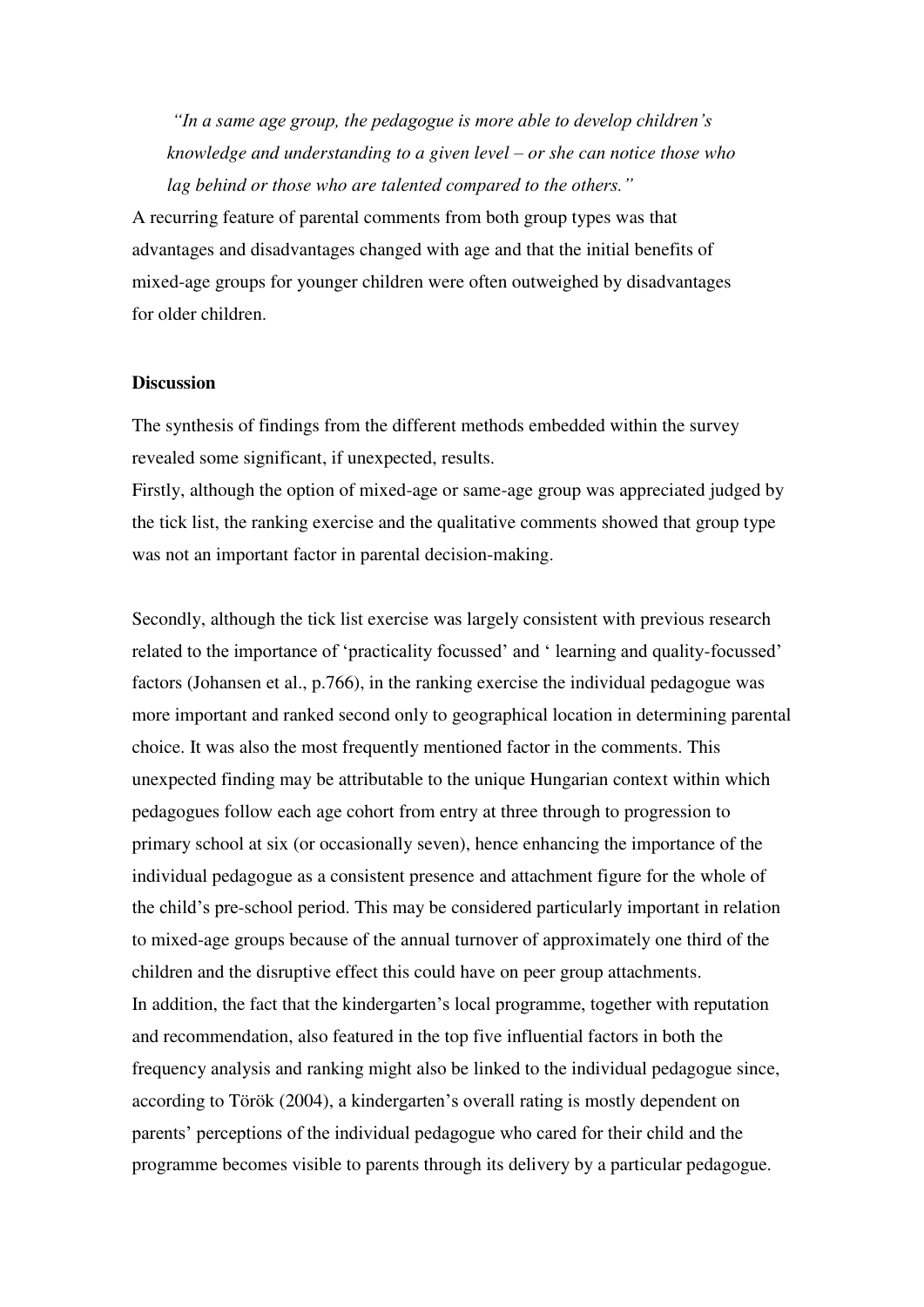*"In a same age group, the pedagogue is more able to develop children's knowledge and understanding to a given level – or she can notice those who lag behind or those who are talented compared to the others."*

A recurring feature of parental comments from both group types was that advantages and disadvantages changed with age and that the initial benefits of mixed-age groups for younger children were often outweighed by disadvantages for older children.

**Discussion**

The synthesis of findings from the different methods embedded within the survey revealed some significant, if unexpected, results.

Firstly, although the option of mixed-age or same-age group was appreciated judged by the tick list, the ranking exercise and the qualitative comments showed that group type was not an important factor in parental decision-making.

Secondly, although the tick list exercise was largely consistent with previous research related to the importance of 'practicality focussed' and ' learning and quality-focussed' factors (Johansen et al., p.766), in the ranking exercise the individual pedagogue was more important and ranked second only to geographical location in determining parental choice. It was also the most frequently mentioned factor in the comments. This unexpected finding may be attributable to the unique Hungarian context within which pedagogues follow each age cohort from entry at three through to progression to primary school at six (or occasionally seven), hence enhancing the importance of the individual pedagogue as a consistent presence and attachment figure for the whole of the child's pre-school period. This may be considered particularly important in relation to mixed-age groups because of the annual turnover of approximately one third of the children and the disruptive effect this could have on peer group attachments.

In addition, the fact that the kindergarten's local programme, together with reputation and recommendation, also featured in the top five influential factors in both the frequency analysis and ranking might also be linked to the individual pedagogue since, according to Török (2004), a kindergarten's overall rating is mostly dependent on parents' perceptions of the individual pedagogue who cared for their child and the programme becomes visible to parents through its delivery by a particular pedagogue.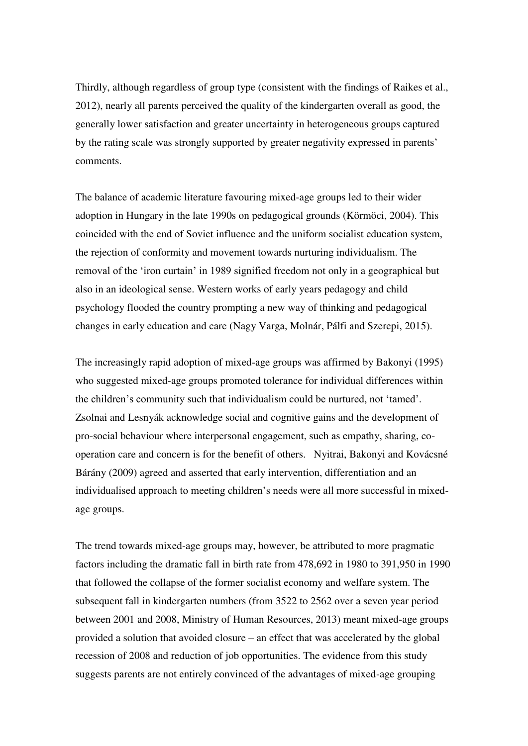Thirdly, although regardless of group type (consistent with the findings of Raikes et al., 2012), nearly all parents perceived the quality of the kindergarten overall as good, the generally lower satisfaction and greater uncertainty in heterogeneous groups captured by the rating scale was strongly supported by greater negativity expressed in parents' comments.

The balance of academic literature favouring mixed-age groups led to their wider adoption in Hungary in the late 1990s on pedagogical grounds (Körmöci, 2004). This coincided with the end of Soviet influence and the uniform socialist education system, the rejection of conformity and movement towards nurturing individualism. The removal of the 'iron curtain' in 1989 signified freedom not only in a geographical but also in an ideological sense. Western works of early years pedagogy and child psychology flooded the country prompting a new way of thinking and pedagogical changes in early education and care (Nagy Varga, Molnár, Pálfi and Szerepi, 2015).

The increasingly rapid adoption of mixed-age groups was affirmed by Bakonyi (1995) who suggested mixed-age groups promoted tolerance for individual differences within the children's community such that individualism could be nurtured, not 'tamed'. Zsolnai and Lesnyák acknowledge social and cognitive gains and the development of pro-social behaviour where interpersonal engagement, such as empathy, sharing, co-operation care and concern is for the benefit of others. Nyitrai, Bakonyi and Kovácsné Bárány (2009) agreed and asserted that early intervention, differentiation and an individualised approach to meeting children's needs were all more successful in mixed-age groups.

The trend towards mixed-age groups may, however, be attributed to more pragmatic factors including the dramatic fall in birth rate from 478,692 in 1980 to 391,950 in 1990 that followed the collapse of the former socialist economy and welfare system. The subsequent fall in kindergarten numbers (from 3522 to 2562 over a seven year period between 2001 and 2008, Ministry of Human Resources, 2013) meant mixed-age groups provided a solution that avoided closure – an effect that was accelerated by the global recession of 2008 and reduction of job opportunities. The evidence from this study suggests parents are not entirely convinced of the advantages of mixed-age grouping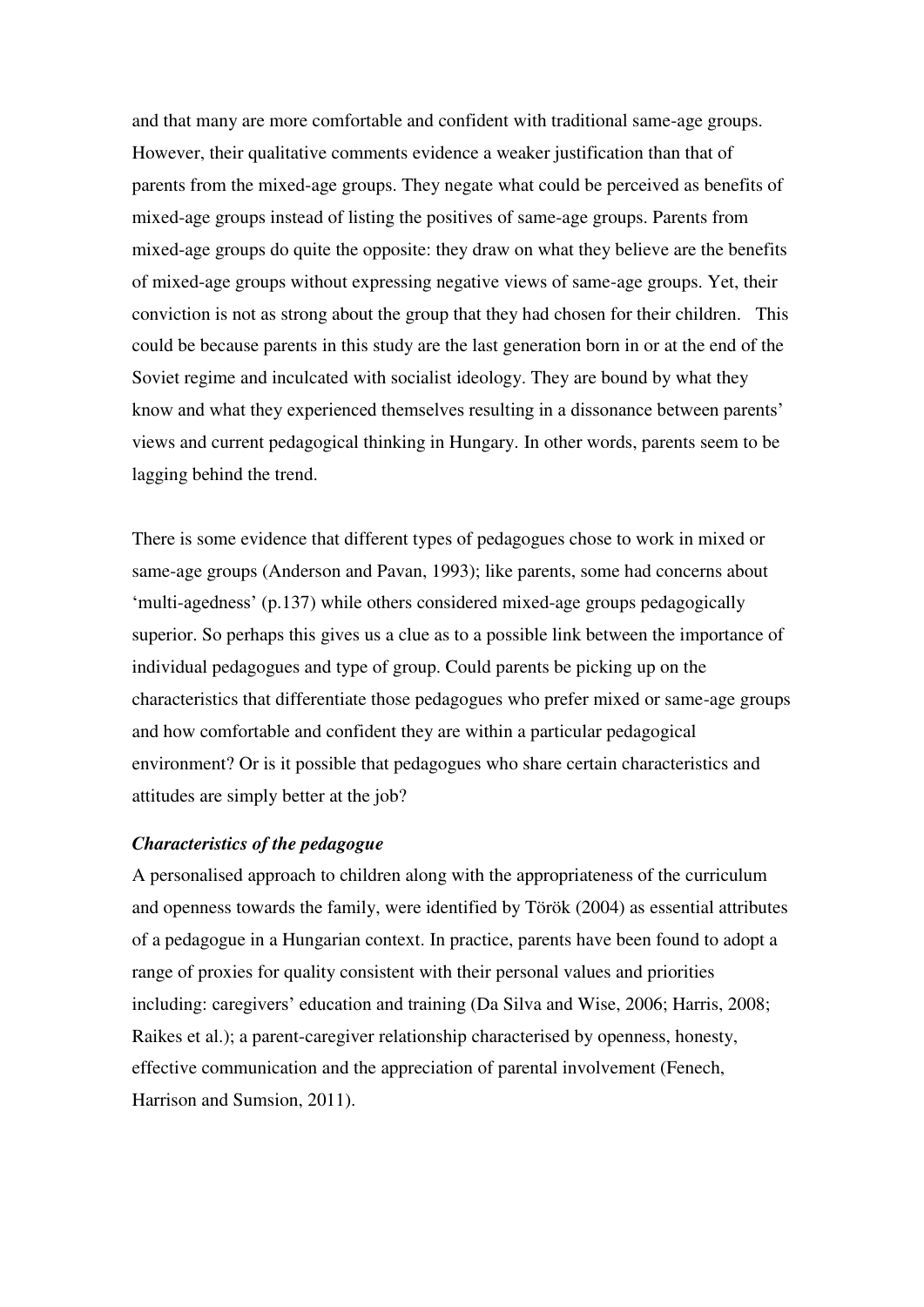and that many are more comfortable and confident with traditional same-age groups. However, their qualitative comments evidence a weaker justification than that of parents from the mixed-age groups. They negate what could be perceived as benefits of mixed-age groups instead of listing the positives of same-age groups. Parents from mixed-age groups do quite the opposite: they draw on what they believe are the benefits of mixed-age groups without expressing negative views of same-age groups. Yet, their conviction is not as strong about the group that they had chosen for their children. This could be because parents in this study are the last generation born in or at the end of the Soviet regime and inculcated with socialist ideology. They are bound by what they know and what they experienced themselves resulting in a dissonance between parents' views and current pedagogical thinking in Hungary. In other words, parents seem to be lagging behind the trend.

There is some evidence that different types of pedagogues chose to work in mixed or same-age groups (Anderson and Pavan, 1993); like parents, some had concerns about 'multi-agedness' (p.137) while others considered mixed-age groups pedagogically superior. So perhaps this gives us a clue as to a possible link between the importance of individual pedagogues and type of group. Could parents be picking up on the characteristics that differentiate those pedagogues who prefer mixed or same-age groups and how comfortable and confident they are within a particular pedagogical environment? Or is it possible that pedagogues who share certain characteristics and attitudes are simply better at the job?

***Characteristics of the pedagogue***

A personalised approach to children along with the appropriateness of the curriculum and openness towards the family, were identified by Török (2004) as essential attributes of a pedagogue in a Hungarian context. In practice, parents have been found to adopt a range of proxies for quality consistent with their personal values and priorities including: caregivers' education and training (Da Silva and Wise, 2006; Harris, 2008; Raikes et al.); a parent-caregiver relationship characterised by openness, honesty, effective communication and the appreciation of parental involvement (Fenech, Harrison and Sumsion, 2011).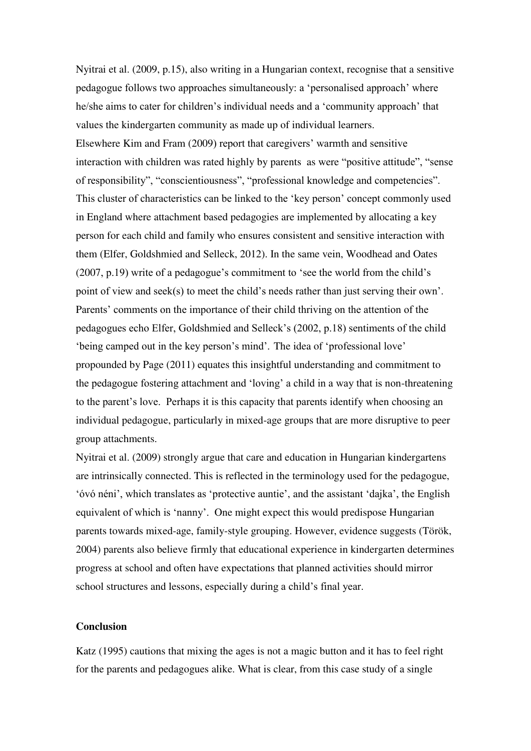Nyitrai et al. (2009, p.15), also writing in a Hungarian context, recognise that a sensitive pedagogue follows two approaches simultaneously: a 'personalised approach' where he/she aims to cater for children's individual needs and a 'community approach' that values the kindergarten community as made up of individual learners.

Elsewhere Kim and Fram (2009) report that caregivers' warmth and sensitive interaction with children was rated highly by parents as were "positive attitude", "sense of responsibility", "conscientiousness", "professional knowledge and competencies". This cluster of characteristics can be linked to the 'key person' concept commonly used in England where attachment based pedagogies are implemented by allocating a key person for each child and family who ensures consistent and sensitive interaction with them (Elfer, Goldshmied and Selleck, 2012). In the same vein, Woodhead and Oates (2007, p.19) write of a pedagogue's commitment to 'see the world from the child's point of view and seek(s) to meet the child's needs rather than just serving their own'. Parents' comments on the importance of their child thriving on the attention of the pedagogues echo Elfer, Goldshmied and Selleck's (2002, p.18) sentiments of the child 'being camped out in the key person's mind'. The idea of 'professional love' propounded by Page (2011) equates this insightful understanding and commitment to the pedagogue fostering attachment and 'loving' a child in a way that is non-threatening to the parent's love. Perhaps it is this capacity that parents identify when choosing an individual pedagogue, particularly in mixed-age groups that are more disruptive to peer group attachments.

Nyitrai et al. (2009) strongly argue that care and education in Hungarian kindergartens are intrinsically connected. This is reflected in the terminology used for the pedagogue, 'óvó néni', which translates as 'protective auntie', and the assistant 'dajka', the English equivalent of which is 'nanny'. One might expect this would predispose Hungarian parents towards mixed-age, family-style grouping. However, evidence suggests (Török, 2004) parents also believe firmly that educational experience in kindergarten determines progress at school and often have expectations that planned activities should mirror school structures and lessons, especially during a child's final year.

**Conclusion**

Katz (1995) cautions that mixing the ages is not a magic button and it has to feel right for the parents and pedagogues alike. What is clear, from this case study of a single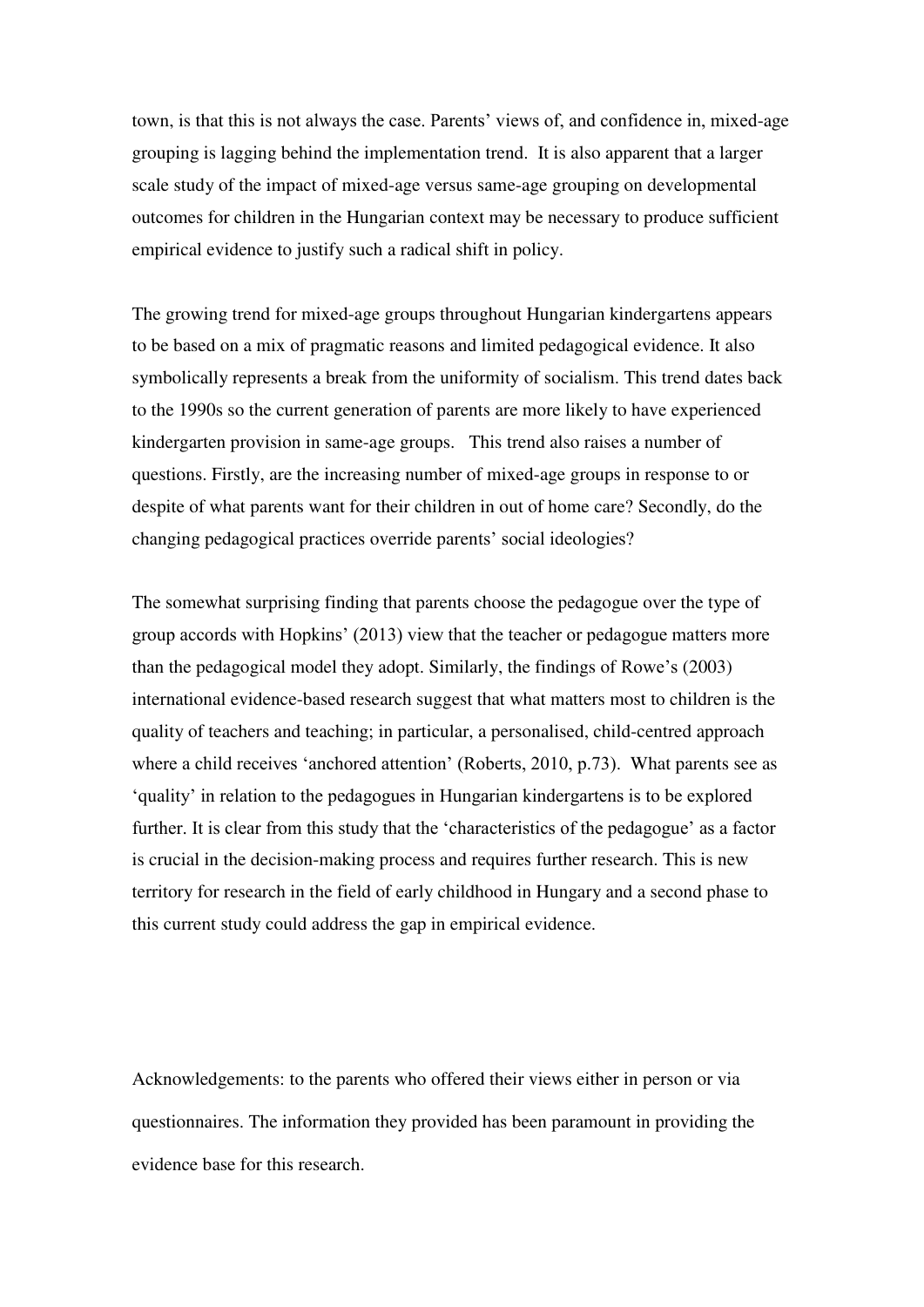town, is that this is not always the case. Parents' views of, and confidence in, mixed-age grouping is lagging behind the implementation trend. It is also apparent that a larger scale study of the impact of mixed-age versus same-age grouping on developmental outcomes for children in the Hungarian context may be necessary to produce sufficient empirical evidence to justify such a radical shift in policy.

The growing trend for mixed-age groups throughout Hungarian kindergartens appears to be based on a mix of pragmatic reasons and limited pedagogical evidence. It also symbolically represents a break from the uniformity of socialism. This trend dates back to the 1990s so the current generation of parents are more likely to have experienced kindergarten provision in same-age groups. This trend also raises a number of questions. Firstly, are the increasing number of mixed-age groups in response to or despite of what parents want for their children in out of home care? Secondly, do the changing pedagogical practices override parents' social ideologies?

The somewhat surprising finding that parents choose the pedagogue over the type of group accords with Hopkins' (2013) view that the teacher or pedagogue matters more than the pedagogical model they adopt. Similarly, the findings of Rowe's (2003) international evidence-based research suggest that what matters most to children is the quality of teachers and teaching; in particular, a personalised, child-centred approach where a child receives 'anchored attention' (Roberts, 2010, p.73). What parents see as 'quality' in relation to the pedagogues in Hungarian kindergartens is to be explored further. It is clear from this study that the 'characteristics of the pedagogue' as a factor is crucial in the decision-making process and requires further research. This is new territory for research in the field of early childhood in Hungary and a second phase to this current study could address the gap in empirical evidence.

Acknowledgements: to the parents who offered their views either in person or via questionnaires. The information they provided has been paramount in providing the evidence base for this research.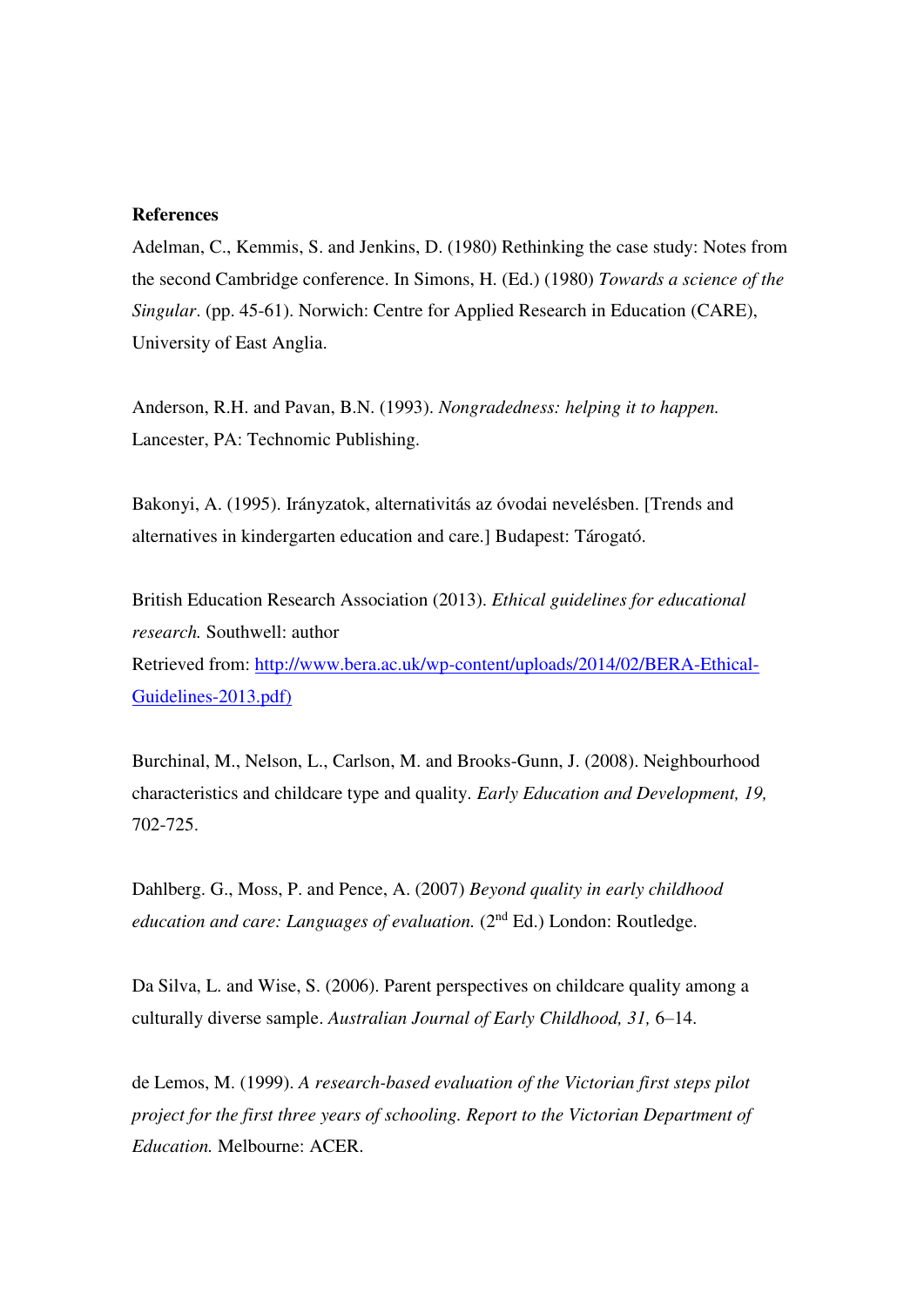**References**

Adelman, C., Kemmis, S. and Jenkins, D. (1980) Rethinking the case study: Notes from the second Cambridge conference. In Simons, H. (Ed.) (1980) *Towards a science of the Singular*. (pp. 45-61). Norwich: Centre for Applied Research in Education (CARE), University of East Anglia.

Anderson, R.H. and Pavan, B.N. (1993). *Nongradedness: helping it to happen.* Lancester, PA: Technomic Publishing.

Bakonyi, A. (1995). Irányzatok, alternativitás az óvodai nevelésben. [Trends and alternatives in kindergarten education and care.] Budapest: Tárogató.

British Education Research Association (2013). *Ethical guidelines for educational research.* Southwell: author
Retrieved from: http://www.bera.ac.uk/wp-content/uploads/2014/02/BERA-Ethical-Guidelines-2013.pdf)

Burchinal, M., Nelson, L., Carlson, M. and Brooks-Gunn, J. (2008). Neighbourhood characteristics and childcare type and quality. *Early Education and Development, 19,* 702-725.

Dahlberg. G., Moss, P. and Pence, A. (2007) *Beyond quality in early childhood education and care: Languages of evaluation.* (2nd Ed.) London: Routledge.

Da Silva, L. and Wise, S. (2006). Parent perspectives on childcare quality among a culturally diverse sample. *Australian Journal of Early Childhood, 31,* 6–14.

de Lemos, M. (1999). *A research-based evaluation of the Victorian first steps pilot project for the first three years of schooling. Report to the Victorian Department of Education.* Melbourne: ACER.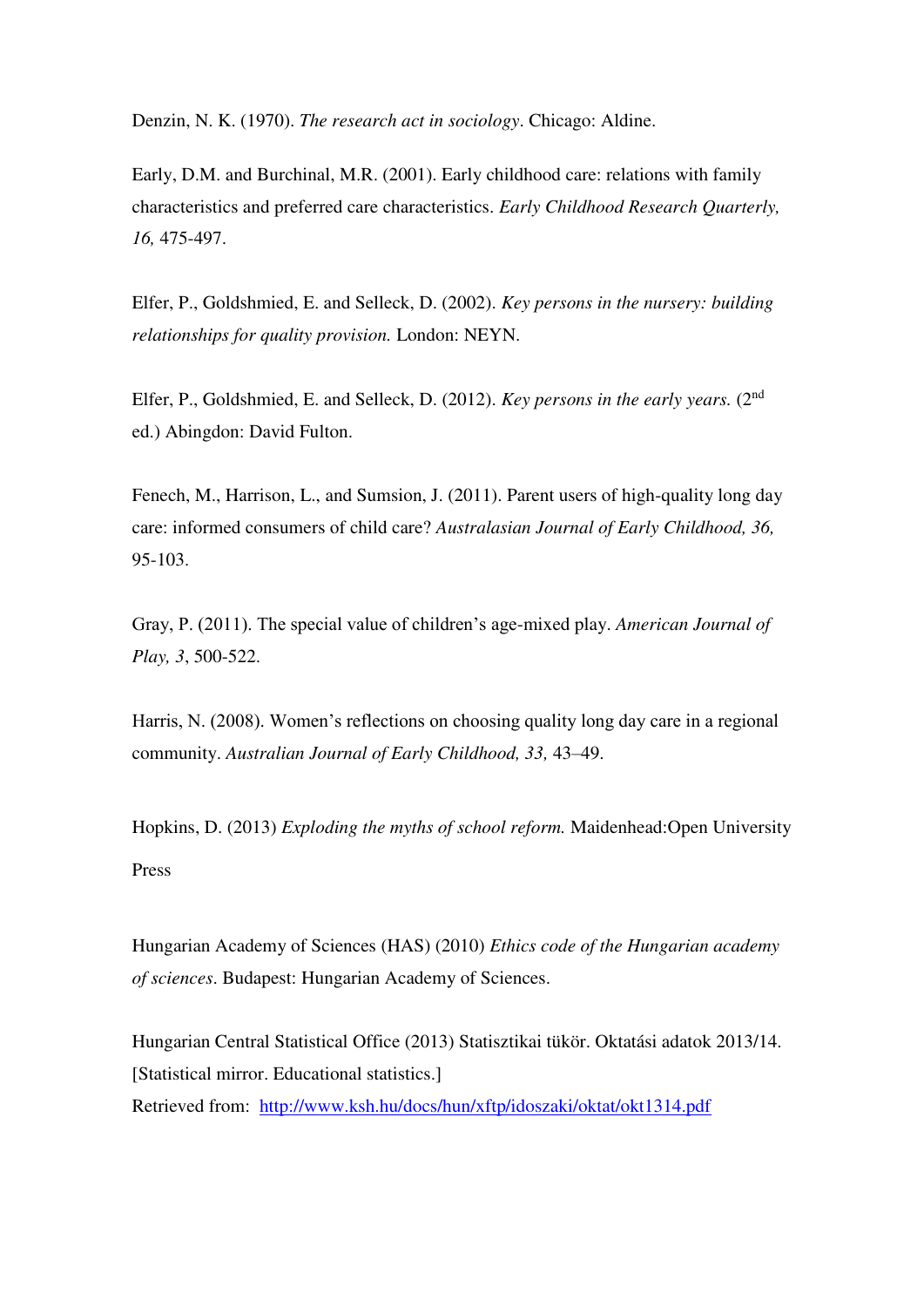Denzin, N. K. (1970). *The research act in sociology*. Chicago: Aldine.

Early, D.M. and Burchinal, M.R. (2001). Early childhood care: relations with family characteristics and preferred care characteristics. *Early Childhood Research Quarterly, 16,* 475-497.

Elfer, P., Goldshmied, E. and Selleck, D. (2002). *Key persons in the nursery: building relationships for quality provision.* London: NEYN.

Elfer, P., Goldshmied, E. and Selleck, D. (2012). *Key persons in the early years.* (2nd ed.) Abingdon: David Fulton.

Fenech, M., Harrison, L., and Sumsion, J. (2011). Parent users of high-quality long day care: informed consumers of child care? *Australasian Journal of Early Childhood, 36,* 95-103.

Gray, P. (2011). The special value of children's age-mixed play. *American Journal of Play, 3*, 500-522.

Harris, N. (2008). Women's reflections on choosing quality long day care in a regional community. *Australian Journal of Early Childhood, 33,* 43–49.

Hopkins, D. (2013) *Exploding the myths of school reform.* Maidenhead:Open University Press

Hungarian Academy of Sciences (HAS) (2010) *Ethics code of the Hungarian academy of sciences*. Budapest: Hungarian Academy of Sciences.

Hungarian Central Statistical Office (2013) Statisztikai tükör. Oktatási adatok 2013/14. [Statistical mirror. Educational statistics.]
Retrieved from: http://www.ksh.hu/docs/hun/xftp/idoszaki/oktat/okt1314.pdf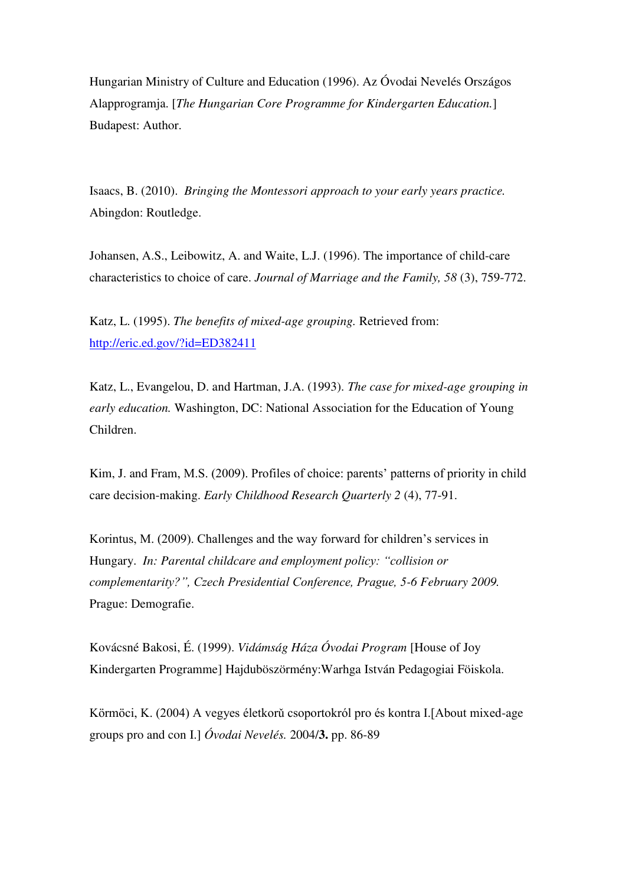Hungarian Ministry of Culture and Education (1996). Az Óvodai Nevelés Országos Alapprogramja. [*The Hungarian Core Programme for Kindergarten Education.*] Budapest: Author.

Isaacs, B. (2010). *Bringing the Montessori approach to your early years practice.* Abingdon: Routledge.

Johansen, A.S., Leibowitz, A. and Waite, L.J. (1996). The importance of child-care characteristics to choice of care. *Journal of Marriage and the Family, 58* (3), 759-772.

Katz, L. (1995). *The benefits of mixed-age grouping.* Retrieved from: http://eric.ed.gov/?id=ED382411

Katz, L., Evangelou, D. and Hartman, J.A. (1993). *The case for mixed-age grouping in early education.* Washington, DC: National Association for the Education of Young Children.

Kim, J. and Fram, M.S. (2009). Profiles of choice: parents' patterns of priority in child care decision-making. *Early Childhood Research Quarterly 2* (4), 77-91.

Korintus, M. (2009). Challenges and the way forward for children's services in Hungary. *In: Parental childcare and employment policy: "collision or complementarity?", Czech Presidential Conference, Prague, 5-6 February 2009.* Prague: Demografie.

Kovácsné Bakosi, É. (1999). *Vidámság Háza Óvodai Program* [House of Joy Kindergarten Programme] Hajdúböszörmény:Warhga István Pedagogiai Föiskola.

Körmöci, K. (2004) A vegyes életkorŭ csoportokról pro és kontra I.[About mixed-age groups pro and con I.] *Óvodai Nevelés.* 2004/**3.** pp. 86-89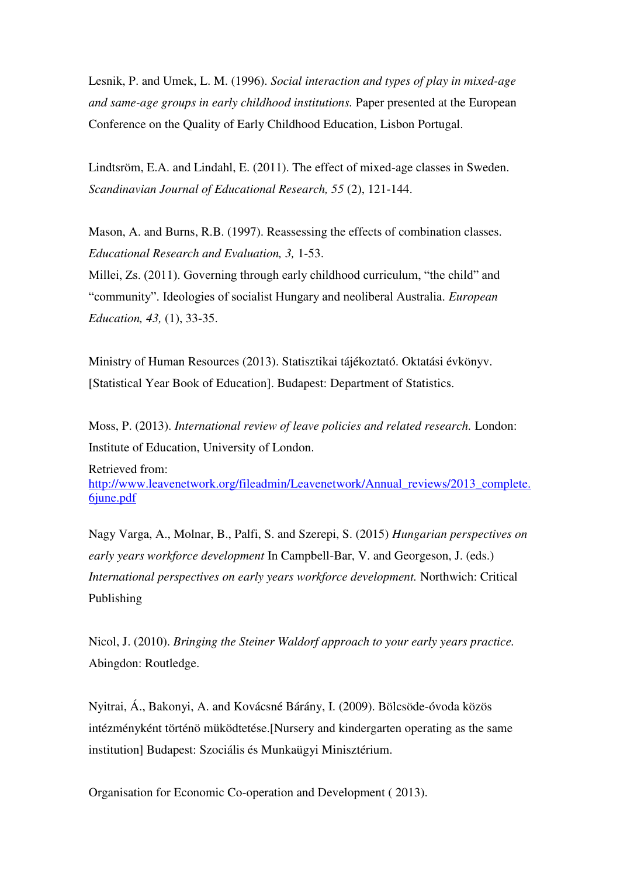Lesnik, P. and Umek, L. M. (1996). *Social interaction and types of play in mixed-age and same-age groups in early childhood institutions.* Paper presented at the European Conference on the Quality of Early Childhood Education, Lisbon Portugal.

Lindtsröm, E.A. and Lindahl, E. (2011). The effect of mixed-age classes in Sweden. *Scandinavian Journal of Educational Research, 55* (2), 121-144.

Mason, A. and Burns, R.B. (1997). Reassessing the effects of combination classes. *Educational Research and Evaluation, 3,* 1-53.

Millei, Zs. (2011). Governing through early childhood curriculum, "the child" and "community". Ideologies of socialist Hungary and neoliberal Australia. *European Education, 43,* (1), 33-35.

Ministry of Human Resources (2013). Statisztikai tájékoztató. Oktatási évkönyv. [Statistical Year Book of Education]. Budapest: Department of Statistics.

Moss, P. (2013). *International review of leave policies and related research.* London: Institute of Education, University of London.

Retrieved from: http://www.leavenetwork.org/fileadmin/Leavenetwork/Annual_reviews/2013_complete.6june.pdf

Nagy Varga, A., Molnar, B., Palfi, S. and Szerepi, S. (2015) *Hungarian perspectives on early years workforce development* In Campbell-Bar, V. and Georgeson, J. (eds.) *International perspectives on early years workforce development.* Northwich: Critical Publishing

Nicol, J. (2010). *Bringing the Steiner Waldorf approach to your early years practice.* Abingdon: Routledge.

Nyitrai, Á., Bakonyi, A. and Kovácsné Bárány, I. (2009). Bölcsöde-óvoda közös intézményként történö müködtetése.[Nursery and kindergarten operating as the same institution] Budapest: Szociális és Munkaügyi Minisztérium.

Organisation for Economic Co-operation and Development ( 2013).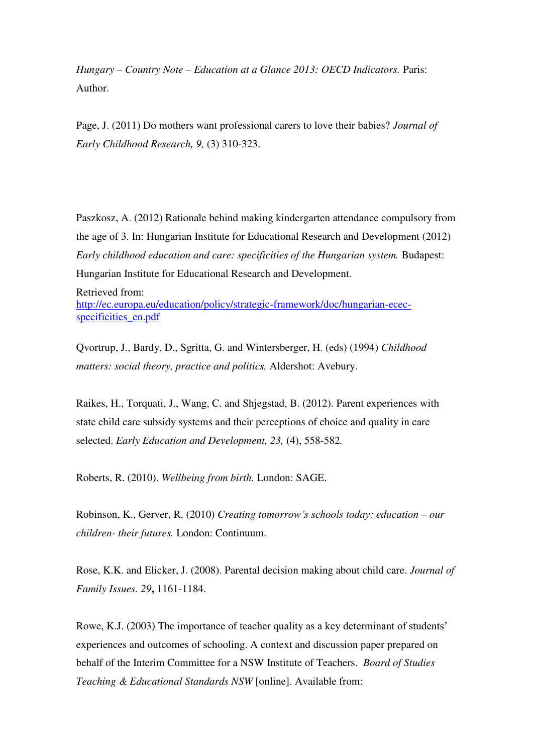*Hungary – Country Note – Education at a Glance 2013: OECD Indicators.* Paris: Author.

Page, J. (2011) Do mothers want professional carers to love their babies? *Journal of Early Childhood Research, 9,* (3) 310-323.

Paszkosz, A. (2012) Rationale behind making kindergarten attendance compulsory from the age of 3. In: Hungarian Institute for Educational Research and Development (2012) *Early childhood education and care: specificities of the Hungarian system.* Budapest: Hungarian Institute for Educational Research and Development.
Retrieved from: [http://ec.europa.eu/education/policy/strategic-framework/doc/hungarian-ecec-specificities_en.pdf](http://ec.europa.eu/education/policy/strategic-framework/doc/hungarian-ecec-specificities_en.pdf)

Qvortrup, J., Bardy, D., Sgritta, G. and Wintersberger, H. (eds) (1994) *Childhood matters: social theory, practice and politics,* Aldershot: Avebury.

Raikes, H., Torquati, J., Wang, C. and Shjegstad, B. (2012). Parent experiences with state child care subsidy systems and their perceptions of choice and quality in care selected. *Early Education and Development, 23,* (4), 558-582*.*

Roberts, R. (2010). *Wellbeing from birth.* London: SAGE.

Robinson, K., Gerver, R. (2010) *Creating tomorrow's schools today: education – our children- their futures.* London: Continuum.

Rose, K.K. and Elicker, J. (2008). Parental decision making about child care. *Journal of Family Issues. 29***,** 1161-1184.

Rowe, K.J. (2003) The importance of teacher quality as a key determinant of students' experiences and outcomes of schooling. A context and discussion paper prepared on behalf of the Interim Committee for a NSW Institute of Teachers. *Board of Studies Teaching & Educational Standards NSW* [online]. Available from: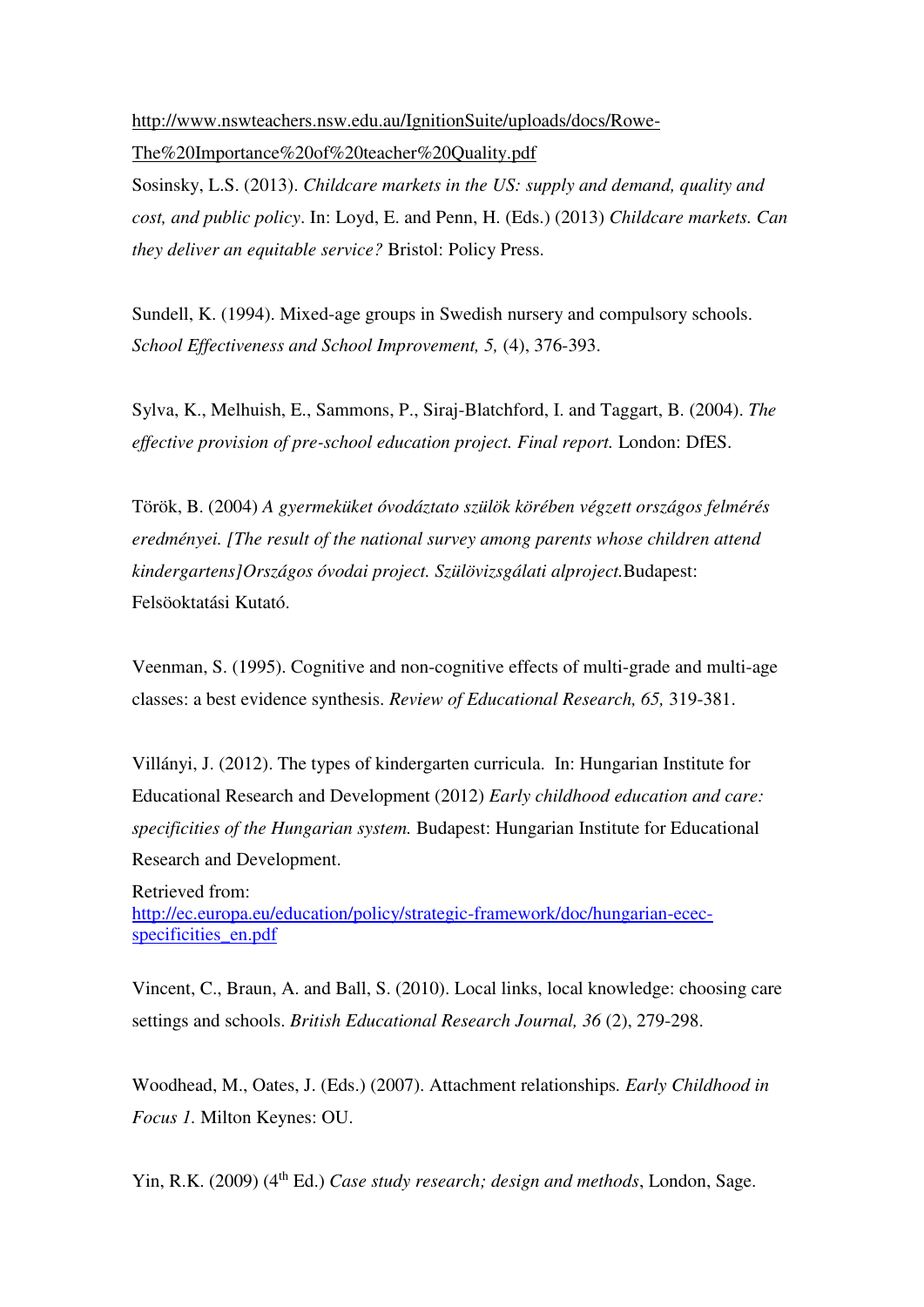http://www.nswteachers.nsw.edu.au/IgnitionSuite/uploads/docs/Rowe-The%20Importance%20of%20teacher%20Quality.pdf

Sosinsky, L.S. (2013). *Childcare markets in the US: supply and demand, quality and cost, and public policy*. In: Loyd, E. and Penn, H. (Eds.) (2013) *Childcare markets. Can they deliver an equitable service?* Bristol: Policy Press.

Sundell, K. (1994). Mixed-age groups in Swedish nursery and compulsory schools. *School Effectiveness and School Improvement, 5,* (4), 376-393.

Sylva, K., Melhuish, E., Sammons, P., Siraj-Blatchford, I. and Taggart, B. (2004). *The effective provision of pre-school education project. Final report.* London: DfES.

Török, B. (2004) *A gyermeküket óvodáztato szülök körében végzett országos felmérés eredményei. [The result of the national survey among parents whose children attend kindergartens]Országos óvodai project. Szülövizsgálati alproject.*Budapest: Felsöoktatási Kutató.

Veenman, S. (1995). Cognitive and non-cognitive effects of multi-grade and multi-age classes: a best evidence synthesis. *Review of Educational Research, 65,* 319-381.

Villányi, J. (2012). The types of kindergarten curricula. In: Hungarian Institute for Educational Research and Development (2012) *Early childhood education and care: specificities of the Hungarian system.* Budapest: Hungarian Institute for Educational Research and Development.

Retrieved from:
http://ec.europa.eu/education/policy/strategic-framework/doc/hungarian-ecec-specificities_en.pdf

Vincent, C., Braun, A. and Ball, S. (2010). Local links, local knowledge: choosing care settings and schools. *British Educational Research Journal, 36* (2), 279-298.

Woodhead, M., Oates, J. (Eds.) (2007). Attachment relationships. *Early Childhood in Focus 1*. Milton Keynes: OU.

Yin, R.K. (2009) (4th Ed.) *Case study research; design and methods*, London, Sage.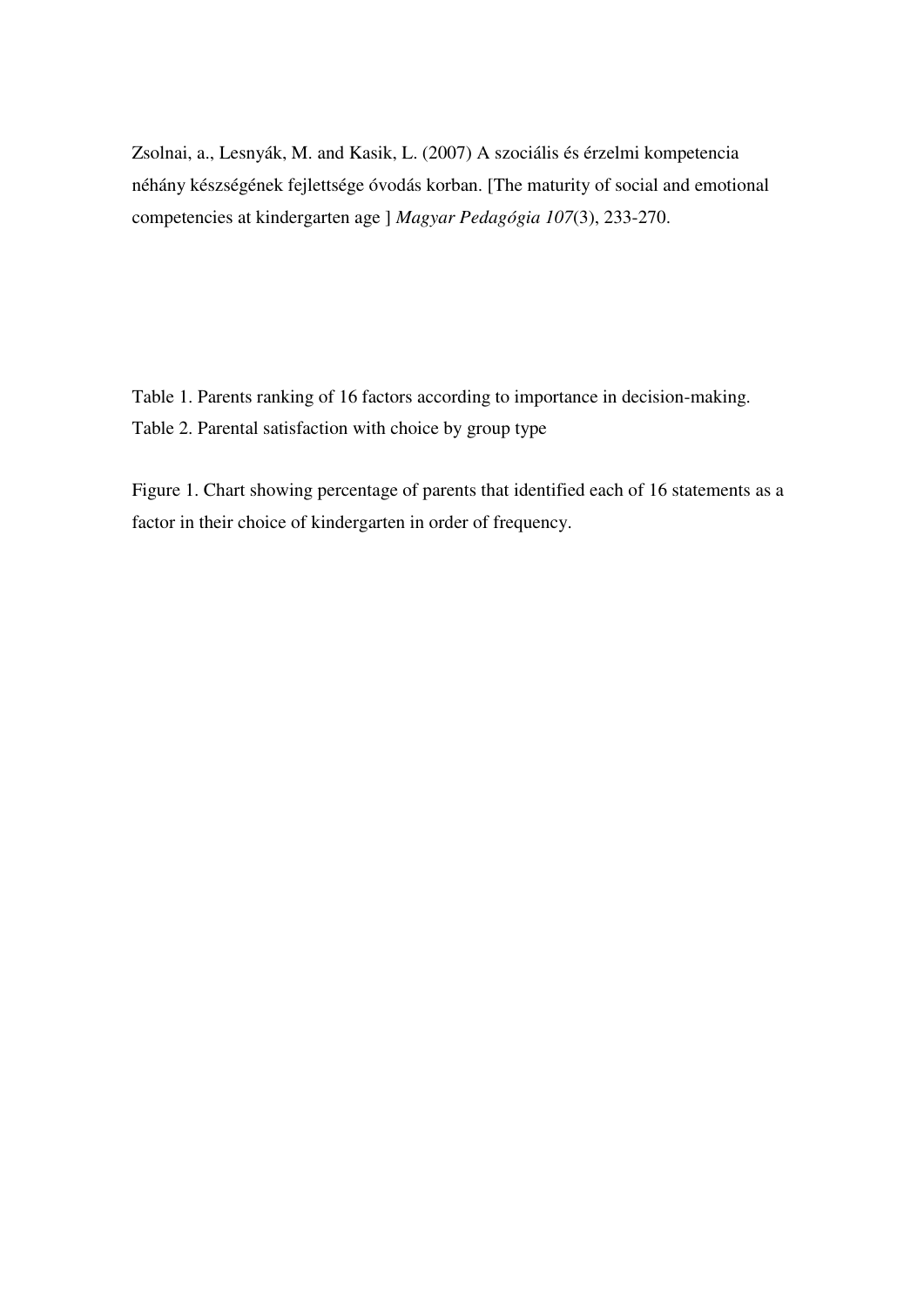Zsolnai, a., Lesnyák, M. and Kasik, L. (2007) A szociális és érzelmi kompetencia néhány készségének fejlettsége óvodás korban. [The maturity of social and emotional competencies at kindergarten age ] *Magyar Pedagógia 107*(3), 233-270.

Table 1. Parents ranking of 16 factors according to importance in decision-making.
Table 2. Parental satisfaction with choice by group type

Figure 1. Chart showing percentage of parents that identified each of 16 statements as a factor in their choice of kindergarten in order of frequency.